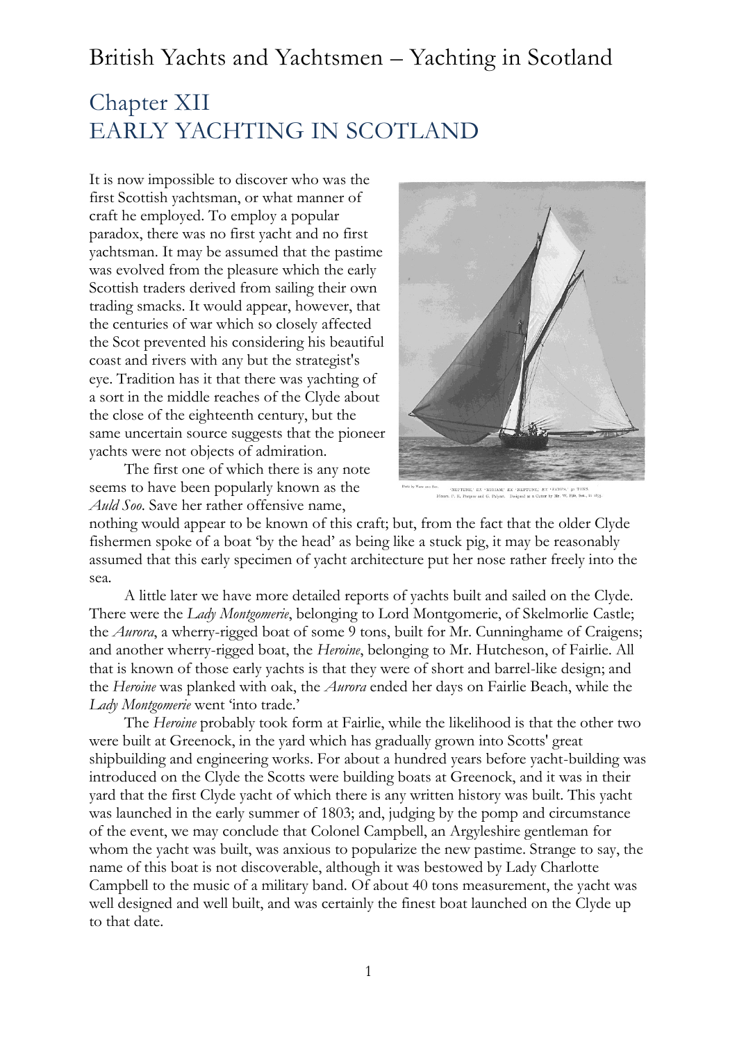## Chapter XII
## EARLY YACHTING IN SCOTLAND

It is now impossible to discover who was the first Scottish yachtsman, or what manner of craft he employed. To employ a popular paradox, there was no first yacht and no first yachtsman. It may be assumed that the pastime was evolved from the pleasure which the early Scottish traders derived from sailing their own trading smacks. It would appear, however, that the centuries of war which so closely affected the Scot prevented his considering his beautiful coast and rivers with any but the strategist's eye. Tradition has it that there was yachting of a sort in the middle reaches of the Clyde about the close of the eighteenth century, but the same uncertain source suggests that the pioneer yachts were not objects of admiration.

Photo by West and Son.
'NEPTUNE,' EX 'MIRIAM,' EX 'NEPTUNE,' EX 'ZAMPA,' 50 TONS.
Messrs. P. E. Pompret and G. Palyart. Designed as a Cutter by Mr. W. Fife, Sen., in 1875.

The first one of which there is any note seems to have been popularly known as the *Auld Soo*. Save her rather offensive name, nothing would appear to be known of this craft; but, from the fact that the older Clyde fishermen spoke of a boat 'by the head' as being like a stuck pig, it may be reasonably assumed that this early specimen of yacht architecture put her nose rather freely into the sea.

A little later we have more detailed reports of yachts built and sailed on the Clyde. There were the *Lady Montgomerie*, belonging to Lord Montgomerie, of Skelmorlie Castle; the *Aurora*, a wherry-rigged boat of some 9 tons, built for Mr. Cunninghame of Craigens; and another wherry-rigged boat, the *Heroine*, belonging to Mr. Hutcheson, of Fairlie. All that is known of those early yachts is that they were of short and barrel-like design; and the *Heroine* was planked with oak, the *Aurora* ended her days on Fairlie Beach, while the *Lady Montgomerie* went 'into trade.'

The *Heroine* probably took form at Fairlie, while the likelihood is that the other two were built at Greenock, in the yard which has gradually grown into Scotts' great shipbuilding and engineering works. For about a hundred years before yacht-building was introduced on the Clyde the Scotts were building boats at Greenock, and it was in their yard that the first Clyde yacht of which there is any written history was built. This yacht was launched in the early summer of 1803; and, judging by the pomp and circumstance of the event, we may conclude that Colonel Campbell, an Argyleshire gentleman for whom the yacht was built, was anxious to popularize the new pastime. Strange to say, the name of this boat is not discoverable, although it was bestowed by Lady Charlotte Campbell to the music of a military band. Of about 40 tons measurement, the yacht was well designed and well built, and was certainly the finest boat launched on the Clyde up to that date.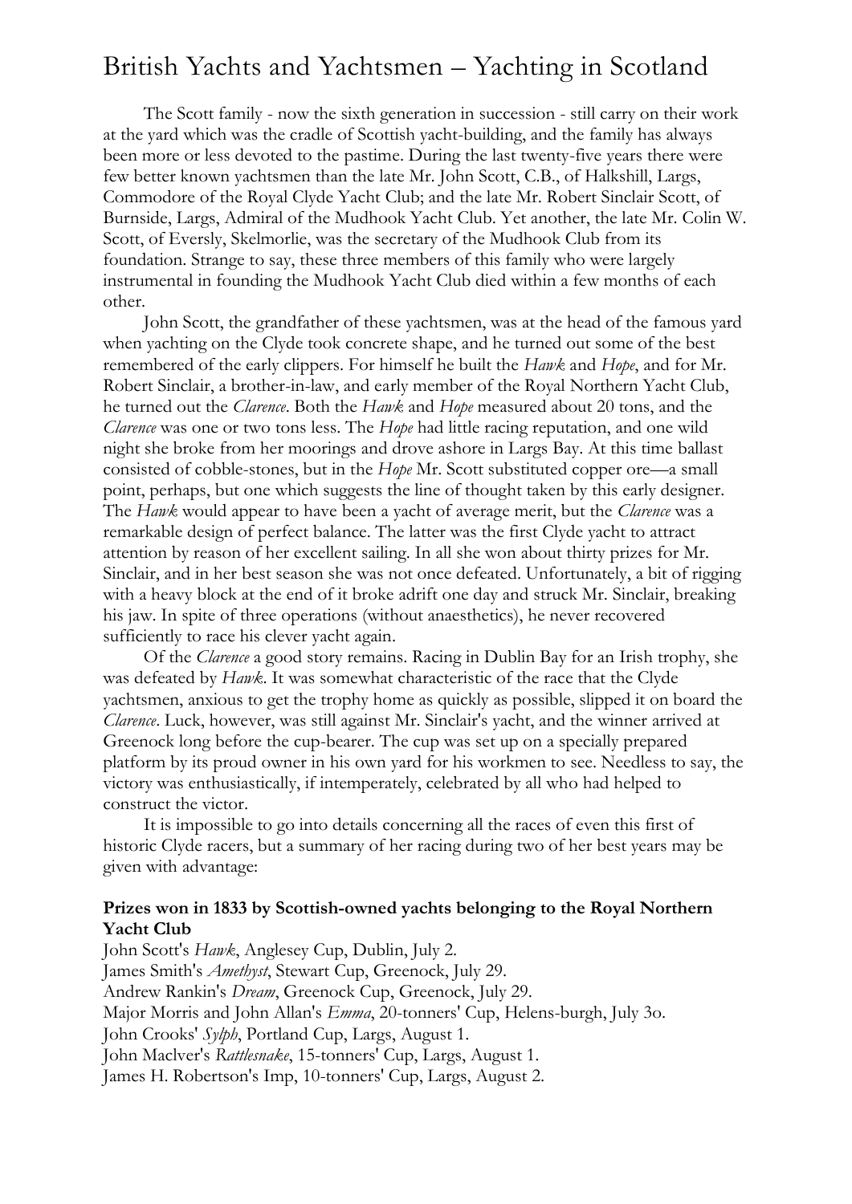# British Yachts and Yachtsmen – Yachting in Scotland

The Scott family - now the sixth generation in succession - still carry on their work at the yard which was the cradle of Scottish yacht-building, and the family has always been more or less devoted to the pastime. During the last twenty-five years there were few better known yachtsmen than the late Mr. John Scott, C.B., of Halkshill, Largs, Commodore of the Royal Clyde Yacht Club; and the late Mr. Robert Sinclair Scott, of Burnside, Largs, Admiral of the Mudhook Yacht Club. Yet another, the late Mr. Colin W. Scott, of Eversly, Skelmorlie, was the secretary of the Mudhook Club from its foundation. Strange to say, these three members of this family who were largely instrumental in founding the Mudhook Yacht Club died within a few months of each other.

John Scott, the grandfather of these yachtsmen, was at the head of the famous yard when yachting on the Clyde took concrete shape, and he turned out some of the best remembered of the early clippers. For himself he built the *Hawk* and *Hope*, and for Mr. Robert Sinclair, a brother-in-law, and early member of the Royal Northern Yacht Club, he turned out the *Clarence*. Both the *Hawk* and *Hope* measured about 20 tons, and the *Clarence* was one or two tons less. The *Hope* had little racing reputation, and one wild night she broke from her moorings and drove ashore in Largs Bay. At this time ballast consisted of cobble-stones, but in the *Hope* Mr. Scott substituted copper ore—a small point, perhaps, but one which suggests the line of thought taken by this early designer. The *Hawk* would appear to have been a yacht of average merit, but the *Clarence* was a remarkable design of perfect balance. The latter was the first Clyde yacht to attract attention by reason of her excellent sailing. In all she won about thirty prizes for Mr. Sinclair, and in her best season she was not once defeated. Unfortunately, a bit of rigging with a heavy block at the end of it broke adrift one day and struck Mr. Sinclair, breaking his jaw. In spite of three operations (without anaesthetics), he never recovered sufficiently to race his clever yacht again.

Of the *Clarence* a good story remains. Racing in Dublin Bay for an Irish trophy, she was defeated by *Hawk*. It was somewhat characteristic of the race that the Clyde yachtsmen, anxious to get the trophy home as quickly as possible, slipped it on board the *Clarence*. Luck, however, was still against Mr. Sinclair's yacht, and the winner arrived at Greenock long before the cup-bearer. The cup was set up on a specially prepared platform by its proud owner in his own yard for his workmen to see. Needless to say, the victory was enthusiastically, if intemperately, celebrated by all who had helped to construct the victor.

It is impossible to go into details concerning all the races of even this first of historic Clyde racers, but a summary of her racing during two of her best years may be given with advantage:

**Prizes won in 1833 by Scottish-owned yachts belonging to the Royal Northern Yacht Club**

John Scott's *Hawk*, Anglesey Cup, Dublin, July 2.
James Smith's *Amethyst*, Stewart Cup, Greenock, July 29.
Andrew Rankin's *Dream*, Greenock Cup, Greenock, July 29.
Major Morris and John Allan's *Emma*, 20-tonners' Cup, Helens-burgh, July 3o.
John Crooks' *Sylph*, Portland Cup, Largs, August 1.
John MacIver's *Rattlesnake*, 15-tonners' Cup, Largs, August 1.
James H. Robertson's Imp, 10-tonners' Cup, Largs, August 2.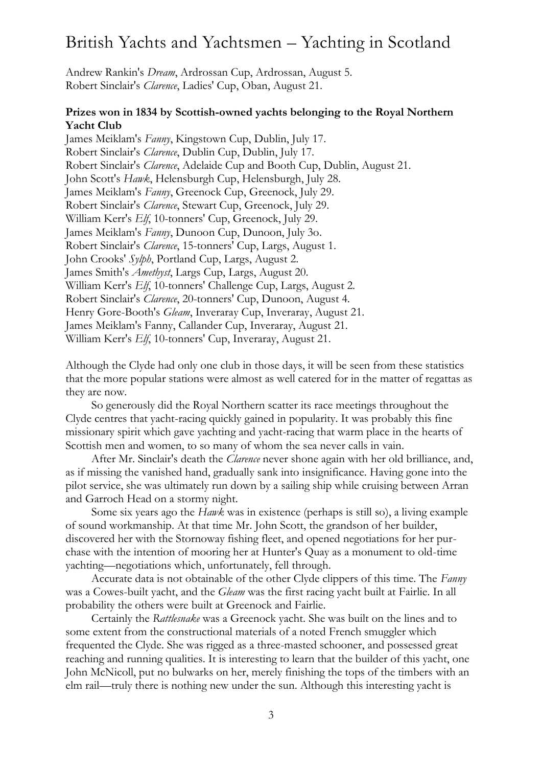Andrew Rankin's *Dream*, Ardrossan Cup, Ardrossan, August 5.
Robert Sinclair's *Clarence*, Ladies' Cup, Oban, August 21.

**Prizes won in 1834 by Scottish-owned yachts belonging to the Royal Northern Yacht Club**

James Meiklam's *Fanny*, Kingstown Cup, Dublin, July 17.
Robert Sinclair's *Clarence*, Dublin Cup, Dublin, July 17.
Robert Sinclair's *Clarence*, Adelaide Cup and Booth Cup, Dublin, August 21.
John Scott's *Hawk*, Helensburgh Cup, Helensburgh, July 28.
James Meiklam's *Fanny*, Greenock Cup, Greenock, July 29.
Robert Sinclair's *Clarence*, Stewart Cup, Greenock, July 29.
William Kerr's *Elf*, 10-tonners' Cup, Greenock, July 29.
James Meiklam's *Fanny*, Dunoon Cup, Dunoon, July 3o.
Robert Sinclair's *Clarence*, 15-tonners' Cup, Largs, August 1.
John Crooks' *Sylph*, Portland Cup, Largs, August 2.
James Smith's *Amethyst*, Largs Cup, Largs, August 20.
William Kerr's *Elf*, 10-tonners' Challenge Cup, Largs, August 2.
Robert Sinclair's *Clarence*, 20-tonners' Cup, Dunoon, August 4.
Henry Gore-Booth's *Gleam*, Inveraray Cup, Inveraray, August 21.
James Meiklam's Fanny, Callander Cup, Inveraray, August 21.
William Kerr's *Elf*, 10-tonners' Cup, Inveraray, August 21.

Although the Clyde had only one club in those days, it will be seen from these statistics that the more popular stations were almost as well catered for in the matter of regattas as they are now.

So generously did the Royal Northern scatter its race meetings throughout the Clyde centres that yacht-racing quickly gained in popularity. It was probably this fine missionary spirit which gave yachting and yacht-racing that warm place in the hearts of Scottish men and women, to so many of whom the sea never calls in vain.

After Mr. Sinclair's death the *Clarence* never shone again with her old brilliance, and, as if missing the vanished hand, gradually sank into insignificance. Having gone into the pilot service, she was ultimately run down by a sailing ship while cruising between Arran and Garroch Head on a stormy night.

Some six years ago the *Hawk* was in existence (perhaps is still so), a living example of sound workmanship. At that time Mr. John Scott, the grandson of her builder, discovered her with the Stornoway fishing fleet, and opened negotiations for her purchase with the intention of mooring her at Hunter's Quay as a monument to old-time yachting—negotiations which, unfortunately, fell through.

Accurate data is not obtainable of the other Clyde clippers of this time. The *Fanny* was a Cowes-built yacht, and the *Gleam* was the first racing yacht built at Fairlie. In all probability the others were built at Greenock and Fairlie.

Certainly the *Rattlesnake* was a Greenock yacht. She was built on the lines and to some extent from the constructional materials of a noted French smuggler which frequented the Clyde. She was rigged as a three-masted schooner, and possessed great reaching and running qualities. It is interesting to learn that the builder of this yacht, one John McNicoll, put no bulwarks on her, merely finishing the tops of the timbers with an elm rail—truly there is nothing new under the sun. Although this interesting yacht is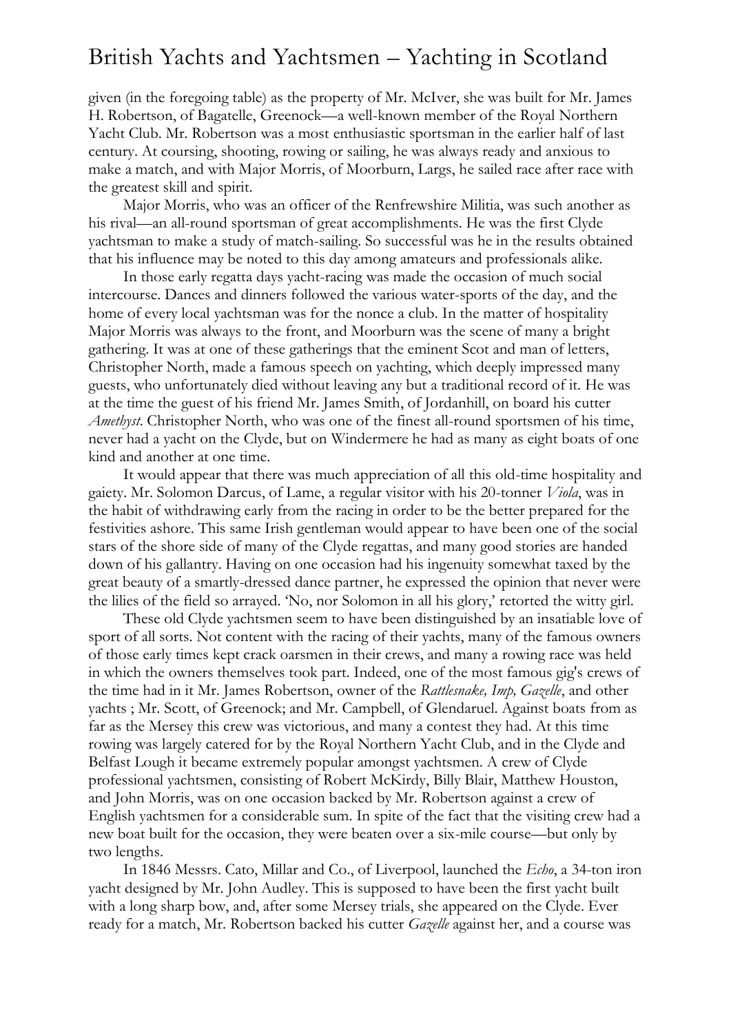given (in the foregoing table) as the property of Mr. McIver, she was built for Mr. James H. Robertson, of Bagatelle, Greenock—a well-known member of the Royal Northern Yacht Club. Mr. Robertson was a most enthusiastic sportsman in the earlier half of last century. At coursing, shooting, rowing or sailing, he was always ready and anxious to make a match, and with Major Morris, of Moorburn, Largs, he sailed race after race with the greatest skill and spirit.

Major Morris, who was an officer of the Renfrewshire Militia, was such another as his rival—an all-round sportsman of great accomplishments. He was the first Clyde yachtsman to make a study of match-sailing. So successful was he in the results obtained that his influence may be noted to this day among amateurs and professionals alike.

In those early regatta days yacht-racing was made the occasion of much social intercourse. Dances and dinners followed the various water-sports of the day, and the home of every local yachtsman was for the nonce a club. In the matter of hospitality Major Morris was always to the front, and Moorburn was the scene of many a bright gathering. It was at one of these gatherings that the eminent Scot and man of letters, Christopher North, made a famous speech on yachting, which deeply impressed many guests, who unfortunately died without leaving any but a traditional record of it. He was at the time the guest of his friend Mr. James Smith, of Jordanhill, on board his cutter *Amethyst*. Christopher North, who was one of the finest all-round sportsmen of his time, never had a yacht on the Clyde, but on Windermere he had as many as eight boats of one kind and another at one time.

It would appear that there was much appreciation of all this old-time hospitality and gaiety. Mr. Solomon Darcus, of Lame, a regular visitor with his 20-tonner *Viola*, was in the habit of withdrawing early from the racing in order to be the better prepared for the festivities ashore. This same Irish gentleman would appear to have been one of the social stars of the shore side of many of the Clyde regattas, and many good stories are handed down of his gallantry. Having on one occasion had his ingenuity somewhat taxed by the great beauty of a smartly-dressed dance partner, he expressed the opinion that never were the lilies of the field so arrayed. 'No, nor Solomon in all his glory,' retorted the witty girl.

These old Clyde yachtsmen seem to have been distinguished by an insatiable love of sport of all sorts. Not content with the racing of their yachts, many of the famous owners of those early times kept crack oarsmen in their crews, and many a rowing race was held in which the owners themselves took part. Indeed, one of the most famous gig's crews of the time had in it Mr. James Robertson, owner of the *Rattlesnake, Imp, Gazelle*, and other yachts ; Mr. Scott, of Greenock; and Mr. Campbell, of Glendaruel. Against boats from as far as the Mersey this crew was victorious, and many a contest they had. At this time rowing was largely catered for by the Royal Northern Yacht Club, and in the Clyde and Belfast Lough it became extremely popular amongst yachtsmen. A crew of Clyde professional yachtsmen, consisting of Robert McKirdy, Billy Blair, Matthew Houston, and John Morris, was on one occasion backed by Mr. Robertson against a crew of English yachtsmen for a considerable sum. In spite of the fact that the visiting crew had a new boat built for the occasion, they were beaten over a six-mile course—but only by two lengths.

In 1846 Messrs. Cato, Millar and Co., of Liverpool, launched the *Echo*, a 34-ton iron yacht designed by Mr. John Audley. This is supposed to have been the first yacht built with a long sharp bow, and, after some Mersey trials, she appeared on the Clyde. Ever ready for a match, Mr. Robertson backed his cutter *Gazelle* against her, and a course was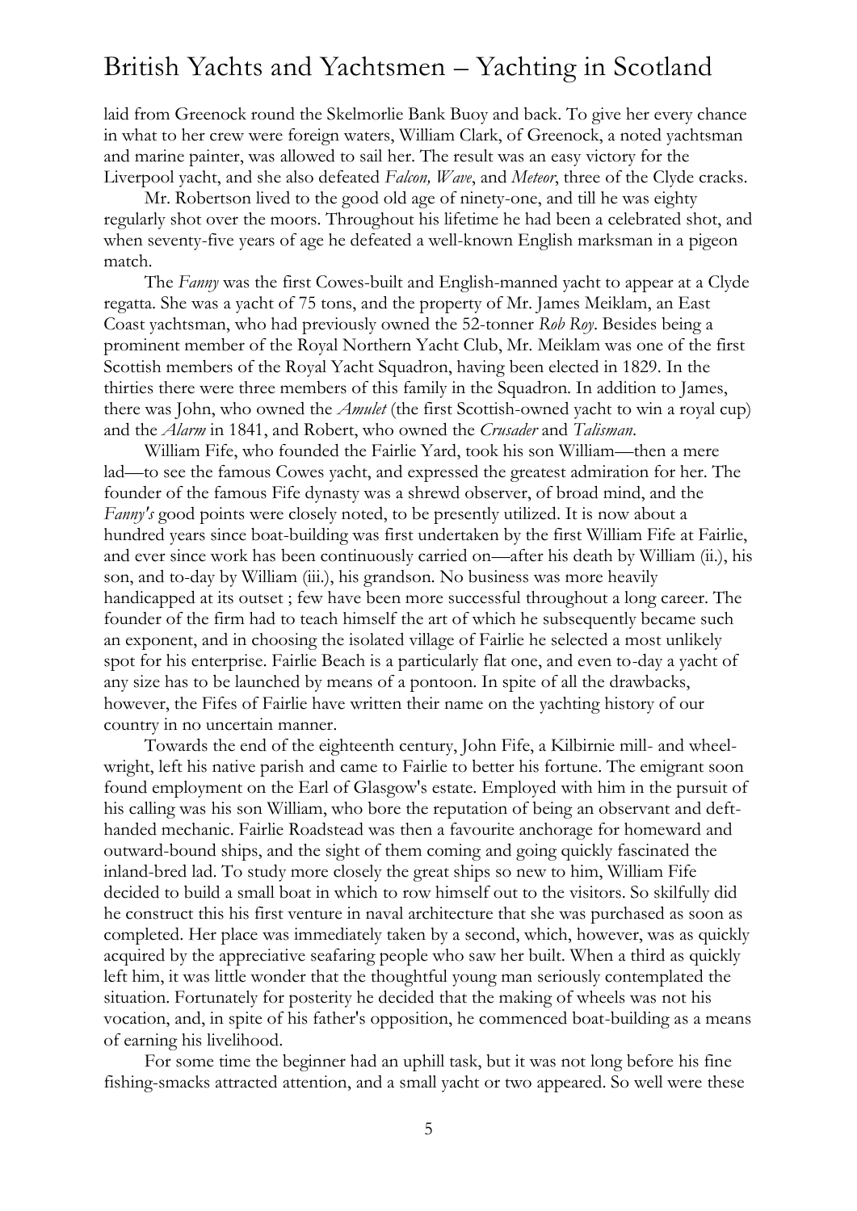laid from Greenock round the Skelmorlie Bank Buoy and back. To give her every chance in what to her crew were foreign waters, William Clark, of Greenock, a noted yachtsman and marine painter, was allowed to sail her. The result was an easy victory for the Liverpool yacht, and she also defeated *Falcon, Wave*, and *Meteor*, three of the Clyde cracks.

Mr. Robertson lived to the good old age of ninety-one, and till he was eighty regularly shot over the moors. Throughout his lifetime he had been a celebrated shot, and when seventy-five years of age he defeated a well-known English marksman in a pigeon match.

The *Fanny* was the first Cowes-built and English-manned yacht to appear at a Clyde regatta. She was a yacht of 75 tons, and the property of Mr. James Meiklam, an East Coast yachtsman, who had previously owned the 52-tonner *Rob Roy*. Besides being a prominent member of the Royal Northern Yacht Club, Mr. Meiklam was one of the first Scottish members of the Royal Yacht Squadron, having been elected in 1829. In the thirties there were three members of this family in the Squadron. In addition to James, there was John, who owned the *Amulet* (the first Scottish-owned yacht to win a royal cup) and the *Alarm* in 1841, and Robert, who owned the *Crusader* and *Talisman*.

William Fife, who founded the Fairlie Yard, took his son William—then a mere lad—to see the famous Cowes yacht, and expressed the greatest admiration for her. The founder of the famous Fife dynasty was a shrewd observer, of broad mind, and the *Fanny's* good points were closely noted, to be presently utilized. It is now about a hundred years since boat-building was first undertaken by the first William Fife at Fairlie, and ever since work has been continuously carried on—after his death by William (ii.), his son, and to-day by William (iii.), his grandson. No business was more heavily handicapped at its outset ; few have been more successful throughout a long career. The founder of the firm had to teach himself the art of which he subsequently became such an exponent, and in choosing the isolated village of Fairlie he selected a most unlikely spot for his enterprise. Fairlie Beach is a particularly flat one, and even to-day a yacht of any size has to be launched by means of a pontoon. In spite of all the drawbacks, however, the Fifes of Fairlie have written their name on the yachting history of our country in no uncertain manner.

Towards the end of the eighteenth century, John Fife, a Kilbirnie mill- and wheel-wright, left his native parish and came to Fairlie to better his fortune. The emigrant soon found employment on the Earl of Glasgow's estate. Employed with him in the pursuit of his calling was his son William, who bore the reputation of being an observant and deft-handed mechanic. Fairlie Roadstead was then a favourite anchorage for homeward and outward-bound ships, and the sight of them coming and going quickly fascinated the inland-bred lad. To study more closely the great ships so new to him, William Fife decided to build a small boat in which to row himself out to the visitors. So skilfully did he construct this his first venture in naval architecture that she was purchased as soon as completed. Her place was immediately taken by a second, which, however, was as quickly acquired by the appreciative seafaring people who saw her built. When a third as quickly left him, it was little wonder that the thoughtful young man seriously contemplated the situation. Fortunately for posterity he decided that the making of wheels was not his vocation, and, in spite of his father's opposition, he commenced boat-building as a means of earning his livelihood.

For some time the beginner had an uphill task, but it was not long before his fine fishing-smacks attracted attention, and a small yacht or two appeared. So well were these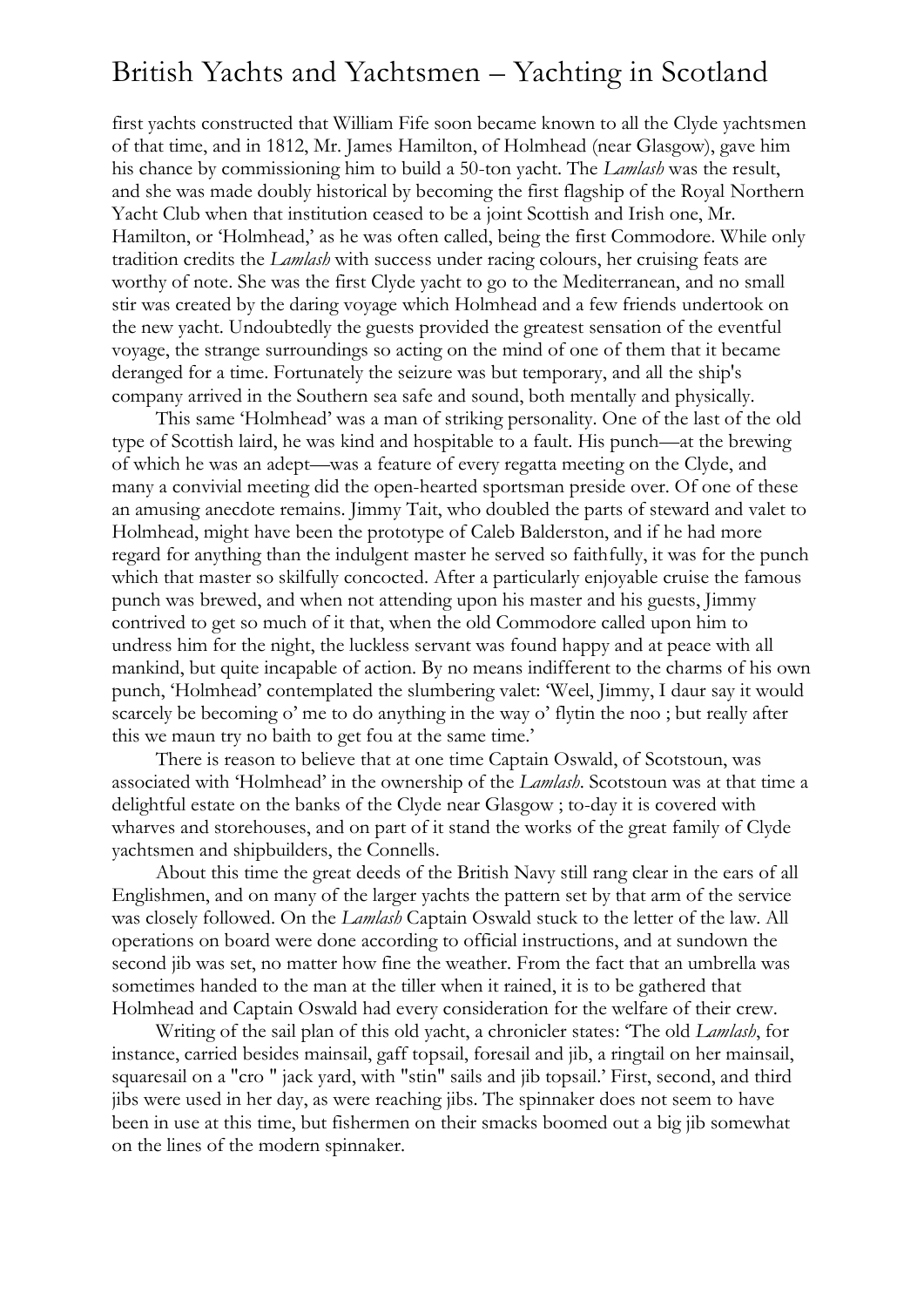first yachts constructed that William Fife soon became known to all the Clyde yachtsmen of that time, and in 1812, Mr. James Hamilton, of Holmhead (near Glasgow), gave him his chance by commissioning him to build a 50-ton yacht. The *Lamlash* was the result, and she was made doubly historical by becoming the first flagship of the Royal Northern Yacht Club when that institution ceased to be a joint Scottish and Irish one, Mr. Hamilton, or 'Holmhead,' as he was often called, being the first Commodore. While only tradition credits the *Lamlash* with success under racing colours, her cruising feats are worthy of note. She was the first Clyde yacht to go to the Mediterranean, and no small stir was created by the daring voyage which Holmhead and a few friends undertook on the new yacht. Undoubtedly the guests provided the greatest sensation of the eventful voyage, the strange surroundings so acting on the mind of one of them that it became deranged for a time. Fortunately the seizure was but temporary, and all the ship's company arrived in the Southern sea safe and sound, both mentally and physically.

This same 'Holmhead' was a man of striking personality. One of the last of the old type of Scottish laird, he was kind and hospitable to a fault. His punch—at the brewing of which he was an adept—was a feature of every regatta meeting on the Clyde, and many a convivial meeting did the open-hearted sportsman preside over. Of one of these an amusing anecdote remains. Jimmy Tait, who doubled the parts of steward and valet to Holmhead, might have been the prototype of Caleb Balderston, and if he had more regard for anything than the indulgent master he served so faithfully, it was for the punch which that master so skilfully concocted. After a particularly enjoyable cruise the famous punch was brewed, and when not attending upon his master and his guests, Jimmy contrived to get so much of it that, when the old Commodore called upon him to undress him for the night, the luckless servant was found happy and at peace with all mankind, but quite incapable of action. By no means indifferent to the charms of his own punch, 'Holmhead' contemplated the slumbering valet: 'Weel, Jimmy, I daur say it would scarcely be becoming o' me to do anything in the way o' flytin the noo ; but really after this we maun try no baith to get fou at the same time.'

There is reason to believe that at one time Captain Oswald, of Scotstoun, was associated with 'Holmhead' in the ownership of the *Lamlash*. Scotstoun was at that time a delightful estate on the banks of the Clyde near Glasgow ; to-day it is covered with wharves and storehouses, and on part of it stand the works of the great family of Clyde yachtsmen and shipbuilders, the Connells.

About this time the great deeds of the British Navy still rang clear in the ears of all Englishmen, and on many of the larger yachts the pattern set by that arm of the service was closely followed. On the *Lamlash* Captain Oswald stuck to the letter of the law. All operations on board were done according to official instructions, and at sundown the second jib was set, no matter how fine the weather. From the fact that an umbrella was sometimes handed to the man at the tiller when it rained, it is to be gathered that Holmhead and Captain Oswald had every consideration for the welfare of their crew.

Writing of the sail plan of this old yacht, a chronicler states: 'The old *Lamlash*, for instance, carried besides mainsail, gaff topsail, foresail and jib, a ringtail on her mainsail, squaresail on a "cro " jack yard, with "stin" sails and jib topsail.' First, second, and third jibs were used in her day, as were reaching jibs. The spinnaker does not seem to have been in use at this time, but fishermen on their smacks boomed out a big jib somewhat on the lines of the modern spinnaker.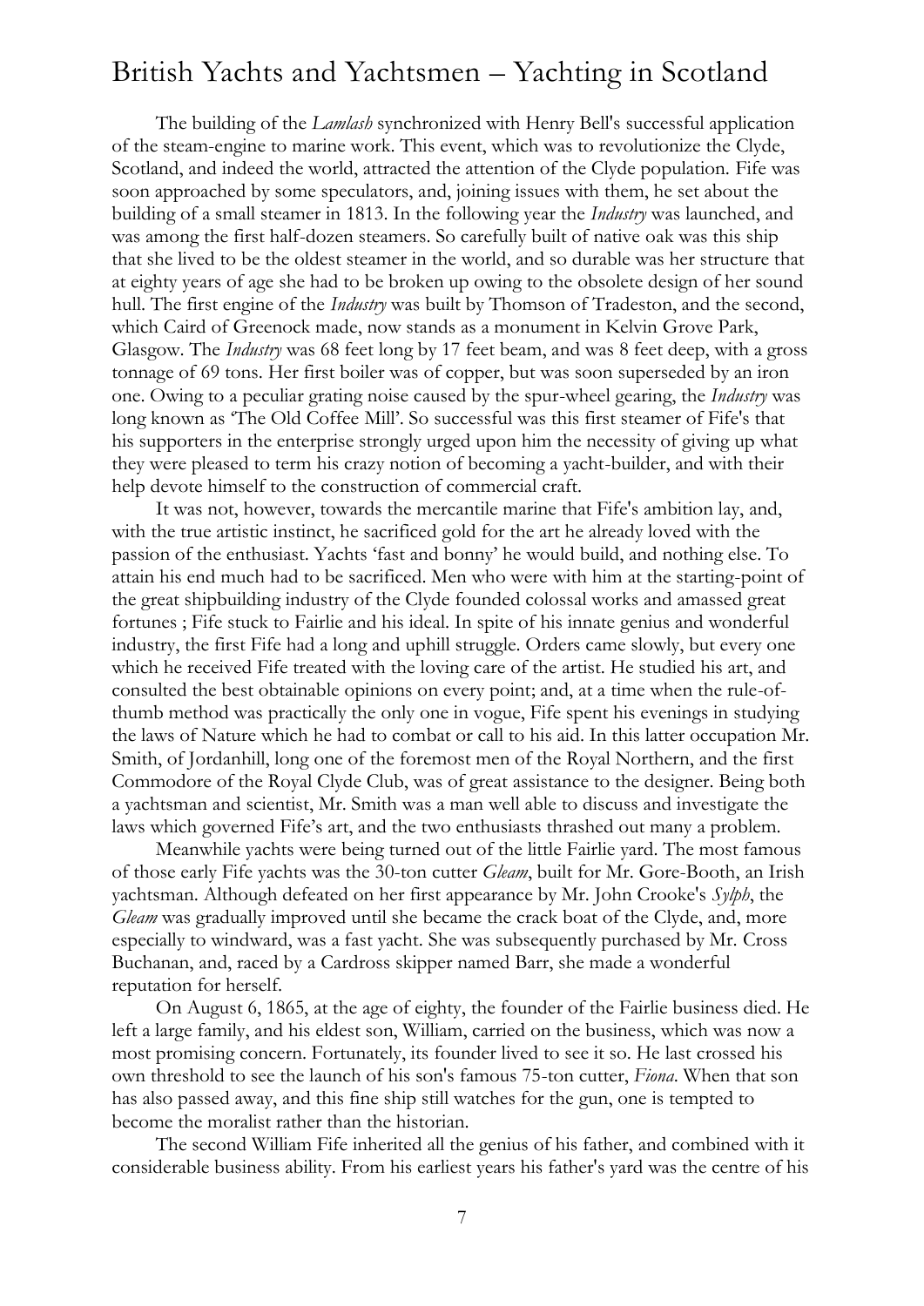The building of the *Lamlash* synchronized with Henry Bell's successful application of the steam-engine to marine work. This event, which was to revolutionize the Clyde, Scotland, and indeed the world, attracted the attention of the Clyde population. Fife was soon approached by some speculators, and, joining issues with them, he set about the building of a small steamer in 1813. In the following year the *Industry* was launched, and was among the first half-dozen steamers. So carefully built of native oak was this ship that she lived to be the oldest steamer in the world, and so durable was her structure that at eighty years of age she had to be broken up owing to the obsolete design of her sound hull. The first engine of the *Industry* was built by Thomson of Tradeston, and the second, which Caird of Greenock made, now stands as a monument in Kelvin Grove Park, Glasgow. The *Industry* was 68 feet long by 17 feet beam, and was 8 feet deep, with a gross tonnage of 69 tons. Her first boiler was of copper, but was soon superseded by an iron one. Owing to a peculiar grating noise caused by the spur-wheel gearing, the *Industry* was long known as 'The Old Coffee Mill'. So successful was this first steamer of Fife's that his supporters in the enterprise strongly urged upon him the necessity of giving up what they were pleased to term his crazy notion of becoming a yacht-builder, and with their help devote himself to the construction of commercial craft.

It was not, however, towards the mercantile marine that Fife's ambition lay, and, with the true artistic instinct, he sacrificed gold for the art he already loved with the passion of the enthusiast. Yachts 'fast and bonny' he would build, and nothing else. To attain his end much had to be sacrificed. Men who were with him at the starting-point of the great shipbuilding industry of the Clyde founded colossal works and amassed great fortunes ; Fife stuck to Fairlie and his ideal. In spite of his innate genius and wonderful industry, the first Fife had a long and uphill struggle. Orders came slowly, but every one which he received Fife treated with the loving care of the artist. He studied his art, and consulted the best obtainable opinions on every point; and, at a time when the rule-of-thumb method was practically the only one in vogue, Fife spent his evenings in studying the laws of Nature which he had to combat or call to his aid. In this latter occupation Mr. Smith, of Jordanhill, long one of the foremost men of the Royal Northern, and the first Commodore of the Royal Clyde Club, was of great assistance to the designer. Being both a yachtsman and scientist, Mr. Smith was a man well able to discuss and investigate the laws which governed Fife's art, and the two enthusiasts thrashed out many a problem.

Meanwhile yachts were being turned out of the little Fairlie yard. The most famous of those early Fife yachts was the 30-ton cutter *Gleam*, built for Mr. Gore-Booth, an Irish yachtsman. Although defeated on her first appearance by Mr. John Crooke's *Sylph*, the *Gleam* was gradually improved until she became the crack boat of the Clyde, and, more especially to windward, was a fast yacht. She was subsequently purchased by Mr. Cross Buchanan, and, raced by a Cardross skipper named Barr, she made a wonderful reputation for herself.

On August 6, 1865, at the age of eighty, the founder of the Fairlie business died. He left a large family, and his eldest son, William, carried on the business, which was now a most promising concern. Fortunately, its founder lived to see it so. He last crossed his own threshold to see the launch of his son's famous 75-ton cutter, *Fiona*. When that son has also passed away, and this fine ship still watches for the gun, one is tempted to become the moralist rather than the historian.

The second William Fife inherited all the genius of his father, and combined with it considerable business ability. From his earliest years his father's yard was the centre of his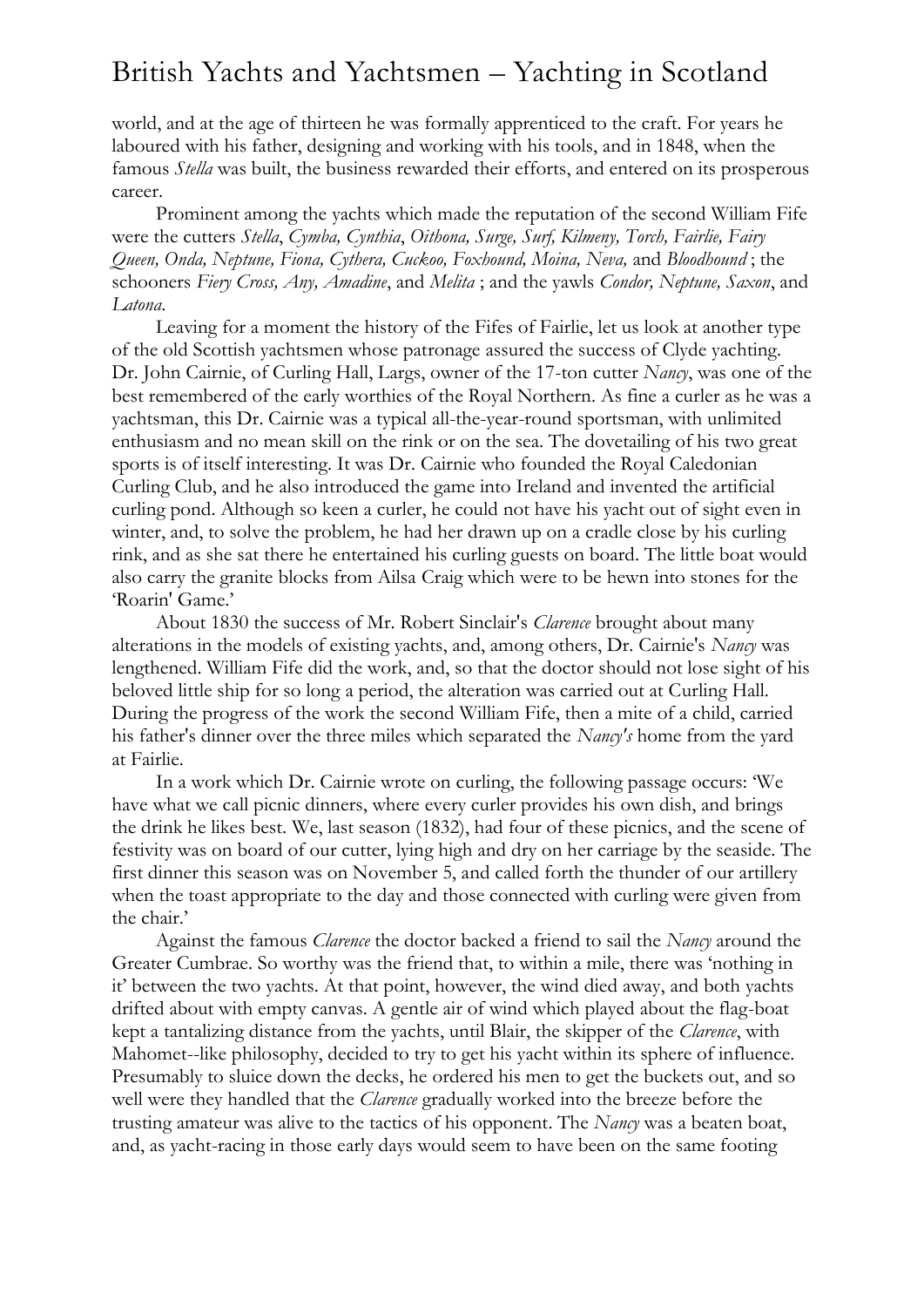world, and at the age of thirteen he was formally apprenticed to the craft. For years he laboured with his father, designing and working with his tools, and in 1848, when the famous *Stella* was built, the business rewarded their efforts, and entered on its prosperous career.

Prominent among the yachts which made the reputation of the second William Fife were the cutters *Stella*, *Cymba, Cynthia*, *Oithona, Surge, Surf, Kilmeny, Torch, Fairlie, Fairy Queen, Onda, Neptune, Fiona, Cythera, Cuckoo, Foxhound, Moina, Neva,* and *Bloodhound* ; the schooners *Fiery Cross, Any, Amadine*, and *Melita* ; and the yawls *Condor, Neptune, Saxon*, and *Latona*.

Leaving for a moment the history of the Fifes of Fairlie, let us look at another type of the old Scottish yachtsmen whose patronage assured the success of Clyde yachting. Dr. John Cairnie, of Curling Hall, Largs, owner of the 17-ton cutter *Nancy*, was one of the best remembered of the early worthies of the Royal Northern. As fine a curler as he was a yachtsman, this Dr. Cairnie was a typical all-the-year-round sportsman, with unlimited enthusiasm and no mean skill on the rink or on the sea. The dovetailing of his two great sports is of itself interesting. It was Dr. Cairnie who founded the Royal Caledonian Curling Club, and he also introduced the game into Ireland and invented the artificial curling pond. Although so keen a curler, he could not have his yacht out of sight even in winter, and, to solve the problem, he had her drawn up on a cradle close by his curling rink, and as she sat there he entertained his curling guests on board. The little boat would also carry the granite blocks from Ailsa Craig which were to be hewn into stones for the 'Roarin' Game.'

About 1830 the success of Mr. Robert Sinclair's *Clarence* brought about many alterations in the models of existing yachts, and, among others, Dr. Cairnie's *Nancy* was lengthened. William Fife did the work, and, so that the doctor should not lose sight of his beloved little ship for so long a period, the alteration was carried out at Curling Hall. During the progress of the work the second William Fife, then a mite of a child, carried his father's dinner over the three miles which separated the *Nancy's* home from the yard at Fairlie.

In a work which Dr. Cairnie wrote on curling, the following passage occurs: 'We have what we call picnic dinners, where every curler provides his own dish, and brings the drink he likes best. We, last season (1832), had four of these picnics, and the scene of festivity was on board of our cutter, lying high and dry on her carriage by the seaside. The first dinner this season was on November 5, and called forth the thunder of our artillery when the toast appropriate to the day and those connected with curling were given from the chair.'

Against the famous *Clarence* the doctor backed a friend to sail the *Nancy* around the Greater Cumbrae. So worthy was the friend that, to within a mile, there was 'nothing in it' between the two yachts. At that point, however, the wind died away, and both yachts drifted about with empty canvas. A gentle air of wind which played about the flag-boat kept a tantalizing distance from the yachts, until Blair, the skipper of the *Clarence*, with Mahomet--like philosophy, decided to try to get his yacht within its sphere of influence. Presumably to sluice down the decks, he ordered his men to get the buckets out, and so well were they handled that the *Clarence* gradually worked into the breeze before the trusting amateur was alive to the tactics of his opponent. The *Nancy* was a beaten boat, and, as yacht-racing in those early days would seem to have been on the same footing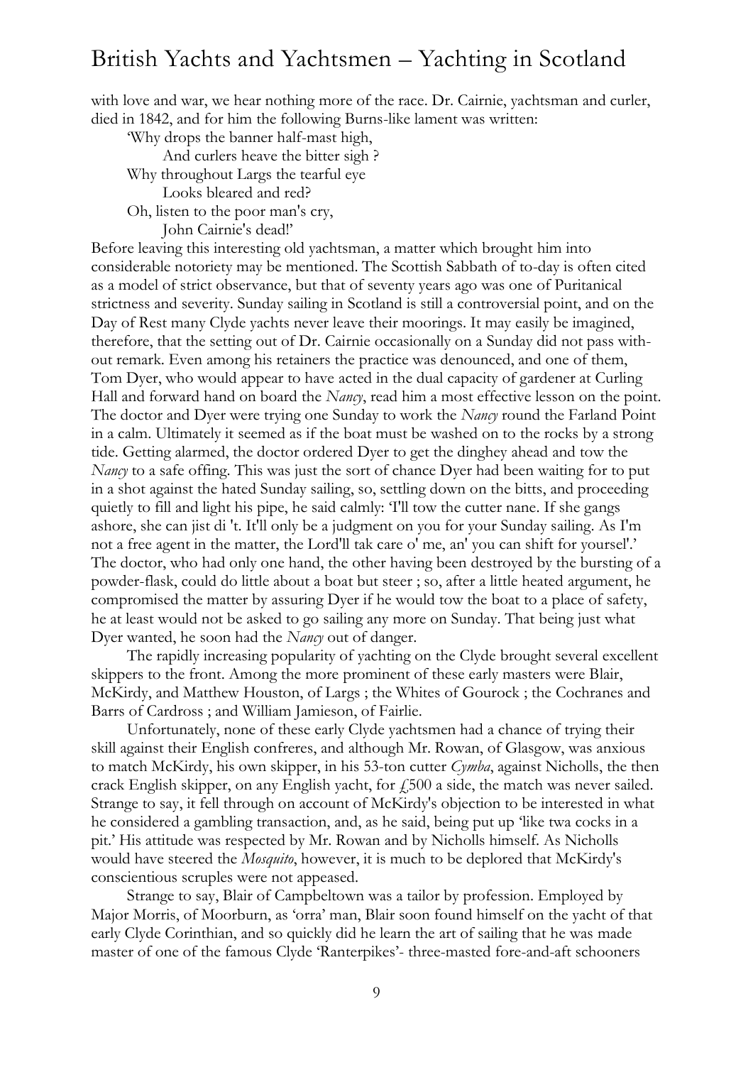with love and war, we hear nothing more of the race. Dr. Cairnie, yachtsman and curler, died in 1842, and for him the following Burns-like lament was written:

> 'Why drops the banner half-mast high,
> And curlers heave the bitter sigh ?
> Why throughout Largs the tearful eye
> Looks bleared and red?
> Oh, listen to the poor man's cry,
> John Cairnie's dead!'

Before leaving this interesting old yachtsman, a matter which brought him into considerable notoriety may be mentioned. The Scottish Sabbath of to-day is often cited as a model of strict observance, but that of seventy years ago was one of Puritanical strictness and severity. Sunday sailing in Scotland is still a controversial point, and on the Day of Rest many Clyde yachts never leave their moorings. It may easily be imagined, therefore, that the setting out of Dr. Cairnie occasionally on a Sunday did not pass without remark. Even among his retainers the practice was denounced, and one of them, Tom Dyer, who would appear to have acted in the dual capacity of gardener at Curling Hall and forward hand on board the *Nancy*, read him a most effective lesson on the point. The doctor and Dyer were trying one Sunday to work the *Nancy* round the Farland Point in a calm. Ultimately it seemed as if the boat must be washed on to the rocks by a strong tide. Getting alarmed, the doctor ordered Dyer to get the dinghey ahead and tow the *Nancy* to a safe offing. This was just the sort of chance Dyer had been waiting for to put in a shot against the hated Sunday sailing, so, settling down on the bitts, and proceeding quietly to fill and light his pipe, he said calmly: 'I'll tow the cutter nane. If she gangs ashore, she can jist di 't. It'll only be a judgment on you for your Sunday sailing. As I'm not a free agent in the matter, the Lord'll tak care o' me, an' you can shift for yoursel'.' The doctor, who had only one hand, the other having been destroyed by the bursting of a powder-flask, could do little about a boat but steer ; so, after a little heated argument, he compromised the matter by assuring Dyer if he would tow the boat to a place of safety, he at least would not be asked to go sailing any more on Sunday. That being just what Dyer wanted, he soon had the *Nancy* out of danger.

The rapidly increasing popularity of yachting on the Clyde brought several excellent skippers to the front. Among the more prominent of these early masters were Blair, McKirdy, and Matthew Houston, of Largs ; the Whites of Gourock ; the Cochranes and Barrs of Cardross ; and William Jamieson, of Fairlie.

Unfortunately, none of these early Clyde yachtsmen had a chance of trying their skill against their English confreres, and although Mr. Rowan, of Glasgow, was anxious to match McKirdy, his own skipper, in his 53-ton cutter *Cymba*, against Nicholls, the then crack English skipper, on any English yacht, for £500 a side, the match was never sailed. Strange to say, it fell through on account of McKirdy's objection to be interested in what he considered a gambling transaction, and, as he said, being put up 'like twa cocks in a pit.' His attitude was respected by Mr. Rowan and by Nicholls himself. As Nicholls would have steered the *Mosquito*, however, it is much to be deplored that McKirdy's conscientious scruples were not appeased.

Strange to say, Blair of Campbeltown was a tailor by profession. Employed by Major Morris, of Moorburn, as 'orra' man, Blair soon found himself on the yacht of that early Clyde Corinthian, and so quickly did he learn the art of sailing that he was made master of one of the famous Clyde 'Ranterpikes'- three-masted fore-and-aft schooners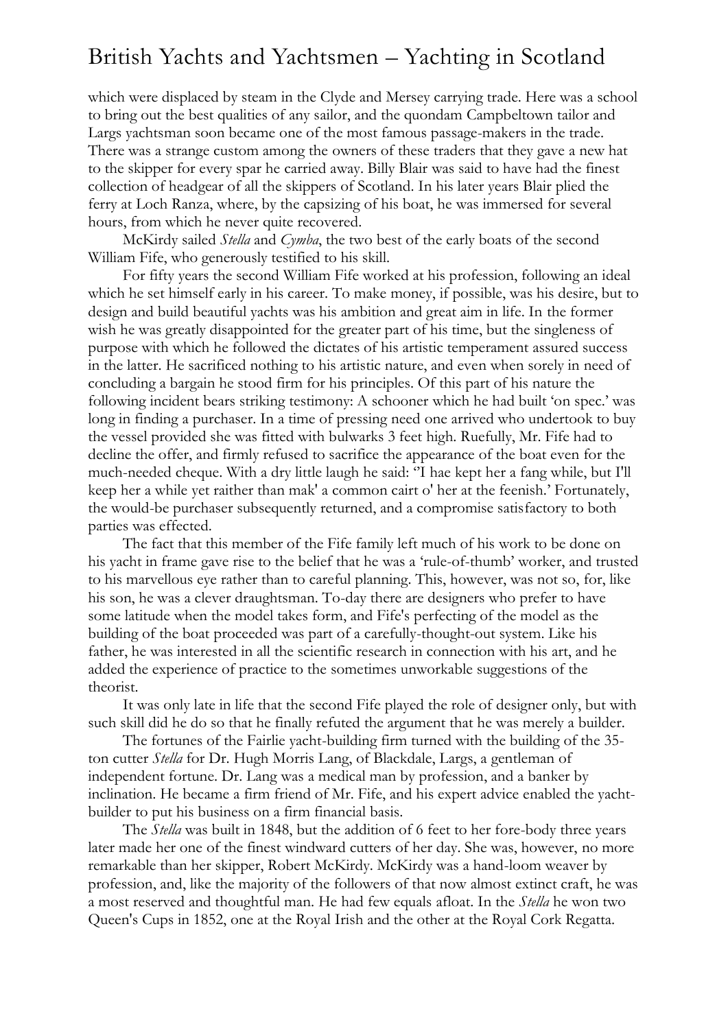which were displaced by steam in the Clyde and Mersey carrying trade. Here was a school to bring out the best qualities of any sailor, and the quondam Campbeltown tailor and Largs yachtsman soon became one of the most famous passage-makers in the trade. There was a strange custom among the owners of these traders that they gave a new hat to the skipper for every spar he carried away. Billy Blair was said to have had the finest collection of headgear of all the skippers of Scotland. In his later years Blair plied the ferry at Loch Ranza, where, by the capsizing of his boat, he was immersed for several hours, from which he never quite recovered.

McKirdy sailed *Stella* and *Cymba*, the two best of the early boats of the second William Fife, who generously testified to his skill.

For fifty years the second William Fife worked at his profession, following an ideal which he set himself early in his career. To make money, if possible, was his desire, but to design and build beautiful yachts was his ambition and great aim in life. In the former wish he was greatly disappointed for the greater part of his time, but the singleness of purpose with which he followed the dictates of his artistic temperament assured success in the latter. He sacrificed nothing to his artistic nature, and even when sorely in need of concluding a bargain he stood firm for his principles. Of this part of his nature the following incident bears striking testimony: A schooner which he had built 'on spec.' was long in finding a purchaser. In a time of pressing need one arrived who undertook to buy the vessel provided she was fitted with bulwarks 3 feet high. Ruefully, Mr. Fife had to decline the offer, and firmly refused to sacrifice the appearance of the boat even for the much-needed cheque. With a dry little laugh he said: ''I hae kept her a fang while, but I'll keep her a while yet raither than mak' a common cairt o' her at the feenish.' Fortunately, the would-be purchaser subsequently returned, and a compromise satisfactory to both parties was effected.

The fact that this member of the Fife family left much of his work to be done on his yacht in frame gave rise to the belief that he was a 'rule-of-thumb' worker, and trusted to his marvellous eye rather than to careful planning. This, however, was not so, for, like his son, he was a clever draughtsman. To-day there are designers who prefer to have some latitude when the model takes form, and Fife's perfecting of the model as the building of the boat proceeded was part of a carefully-thought-out system. Like his father, he was interested in all the scientific research in connection with his art, and he added the experience of practice to the sometimes unworkable suggestions of the theorist.

It was only late in life that the second Fife played the role of designer only, but with such skill did he do so that he finally refuted the argument that he was merely a builder.

The fortunes of the Fairlie yacht-building firm turned with the building of the 35-ton cutter *Stella* for Dr. Hugh Morris Lang, of Blackdale, Largs, a gentleman of independent fortune. Dr. Lang was a medical man by profession, and a banker by inclination. He became a firm friend of Mr. Fife, and his expert advice enabled the yacht-builder to put his business on a firm financial basis.

The *Stella* was built in 1848, but the addition of 6 feet to her fore-body three years later made her one of the finest windward cutters of her day. She was, however, no more remarkable than her skipper, Robert McKirdy. McKirdy was a hand-loom weaver by profession, and, like the majority of the followers of that now almost extinct craft, he was a most reserved and thoughtful man. He had few equals afloat. In the *Stella* he won two Queen's Cups in 1852, one at the Royal Irish and the other at the Royal Cork Regatta.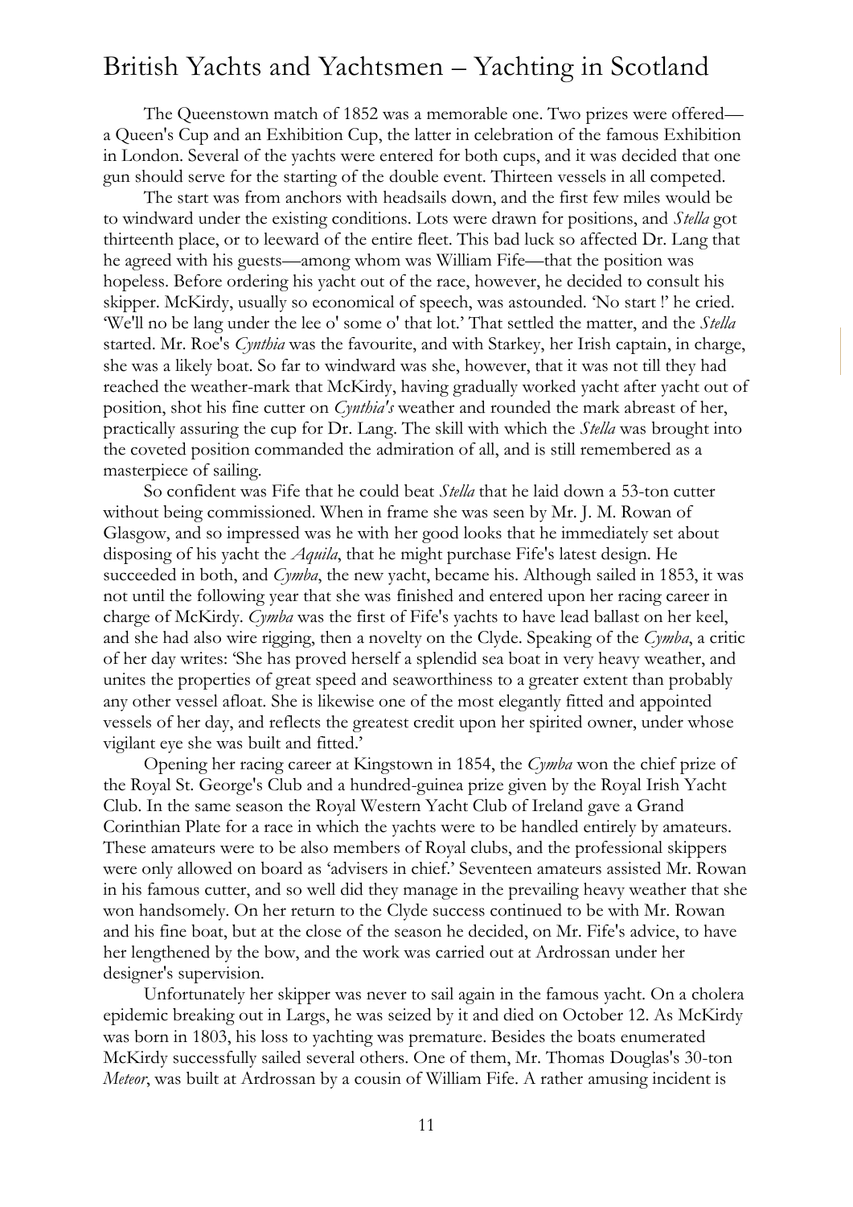The Queenstown match of 1852 was a memorable one. Two prizes were offered—a Queen's Cup and an Exhibition Cup, the latter in celebration of the famous Exhibition in London. Several of the yachts were entered for both cups, and it was decided that one gun should serve for the starting of the double event. Thirteen vessels in all competed.

The start was from anchors with headsails down, and the first few miles would be to windward under the existing conditions. Lots were drawn for positions, and *Stella* got thirteenth place, or to leeward of the entire fleet. This bad luck so affected Dr. Lang that he agreed with his guests—among whom was William Fife—that the position was hopeless. Before ordering his yacht out of the race, however, he decided to consult his skipper. McKirdy, usually so economical of speech, was astounded. 'No start !' he cried. 'We'll no be lang under the lee o' some o' that lot.' That settled the matter, and the *Stella* started. Mr. Roe's *Cynthia* was the favourite, and with Starkey, her Irish captain, in charge, she was a likely boat. So far to windward was she, however, that it was not till they had reached the weather-mark that McKirdy, having gradually worked yacht after yacht out of position, shot his fine cutter on *Cynthia's* weather and rounded the mark abreast of her, practically assuring the cup for Dr. Lang. The skill with which the *Stella* was brought into the coveted position commanded the admiration of all, and is still remembered as a masterpiece of sailing.

So confident was Fife that he could beat *Stella* that he laid down a 53-ton cutter without being commissioned. When in frame she was seen by Mr. J. M. Rowan of Glasgow, and so impressed was he with her good looks that he immediately set about disposing of his yacht the *Aquila*, that he might purchase Fife's latest design. He succeeded in both, and *Cymba*, the new yacht, became his. Although sailed in 1853, it was not until the following year that she was finished and entered upon her racing career in charge of McKirdy. *Cymba* was the first of Fife's yachts to have lead ballast on her keel, and she had also wire rigging, then a novelty on the Clyde. Speaking of the *Cymba*, a critic of her day writes: 'She has proved herself a splendid sea boat in very heavy weather, and unites the properties of great speed and seaworthiness to a greater extent than probably any other vessel afloat. She is likewise one of the most elegantly fitted and appointed vessels of her day, and reflects the greatest credit upon her spirited owner, under whose vigilant eye she was built and fitted.'

Opening her racing career at Kingstown in 1854, the *Cymba* won the chief prize of the Royal St. George's Club and a hundred-guinea prize given by the Royal Irish Yacht Club. In the same season the Royal Western Yacht Club of Ireland gave a Grand Corinthian Plate for a race in which the yachts were to be handled entirely by amateurs. These amateurs were to be also members of Royal clubs, and the professional skippers were only allowed on board as 'advisers in chief.' Seventeen amateurs assisted Mr. Rowan in his famous cutter, and so well did they manage in the prevailing heavy weather that she won handsomely. On her return to the Clyde success continued to be with Mr. Rowan and his fine boat, but at the close of the season he decided, on Mr. Fife's advice, to have her lengthened by the bow, and the work was carried out at Ardrossan under her designer's supervision.

Unfortunately her skipper was never to sail again in the famous yacht. On a cholera epidemic breaking out in Largs, he was seized by it and died on October 12. As McKirdy was born in 1803, his loss to yachting was premature. Besides the boats enumerated McKirdy successfully sailed several others. One of them, Mr. Thomas Douglas's 30-ton *Meteor*, was built at Ardrossan by a cousin of William Fife. A rather amusing incident is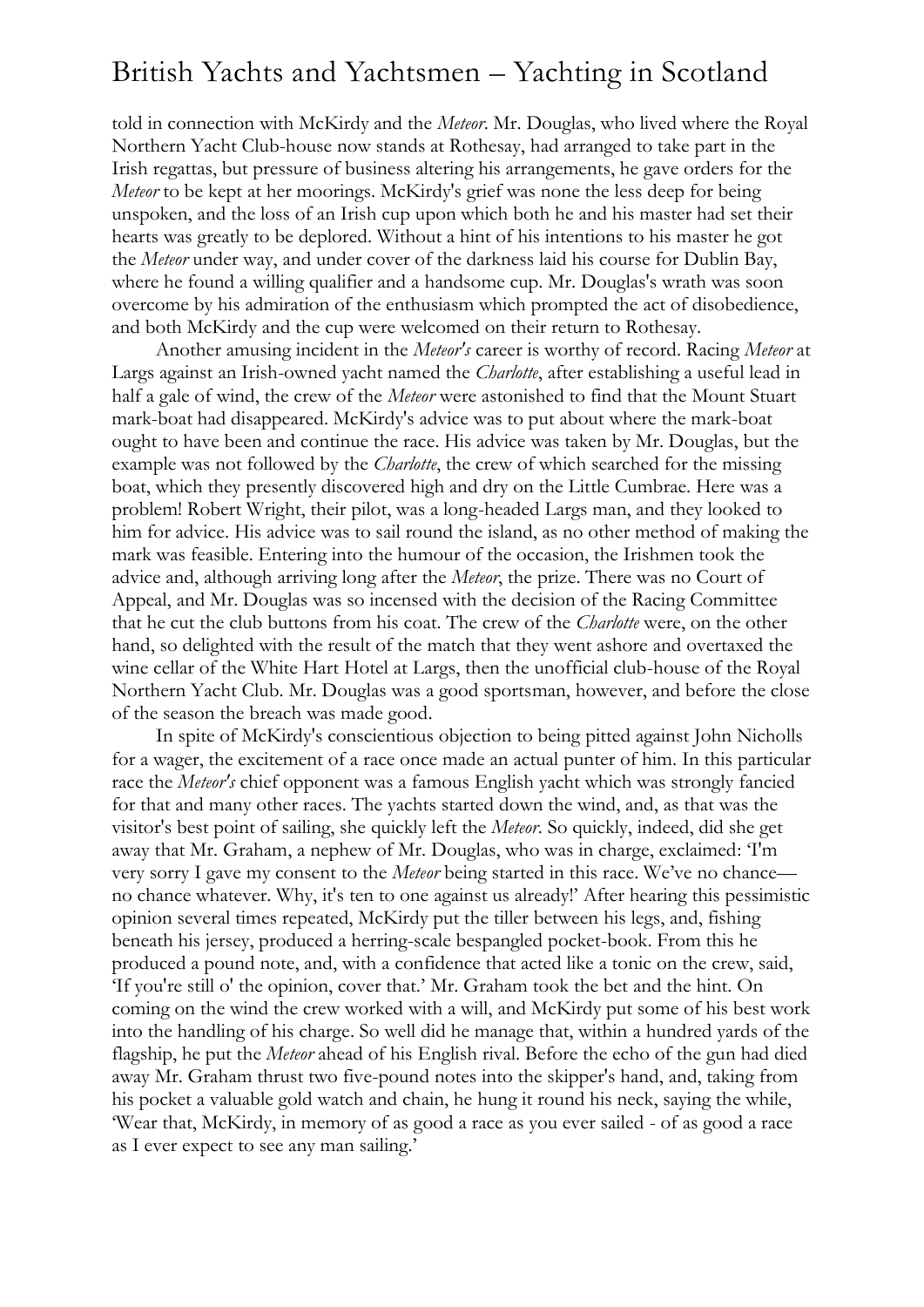told in connection with McKirdy and the *Meteor*. Mr. Douglas, who lived where the Royal Northern Yacht Club-house now stands at Rothesay, had arranged to take part in the Irish regattas, but pressure of business altering his arrangements, he gave orders for the *Meteor* to be kept at her moorings. McKirdy's grief was none the less deep for being unspoken, and the loss of an Irish cup upon which both he and his master had set their hearts was greatly to be deplored. Without a hint of his intentions to his master he got the *Meteor* under way, and under cover of the darkness laid his course for Dublin Bay, where he found a willing qualifier and a handsome cup. Mr. Douglas's wrath was soon overcome by his admiration of the enthusiasm which prompted the act of disobedience, and both McKirdy and the cup were welcomed on their return to Rothesay.

Another amusing incident in the *Meteor's* career is worthy of record. Racing *Meteor* at Largs against an Irish-owned yacht named the *Charlotte*, after establishing a useful lead in half a gale of wind, the crew of the *Meteor* were astonished to find that the Mount Stuart mark-boat had disappeared. McKirdy's advice was to put about where the mark-boat ought to have been and continue the race. His advice was taken by Mr. Douglas, but the example was not followed by the *Charlotte*, the crew of which searched for the missing boat, which they presently discovered high and dry on the Little Cumbrae. Here was a problem! Robert Wright, their pilot, was a long-headed Largs man, and they looked to him for advice. His advice was to sail round the island, as no other method of making the mark was feasible. Entering into the humour of the occasion, the Irishmen took the advice and, although arriving long after the *Meteor*, the prize. There was no Court of Appeal, and Mr. Douglas was so incensed with the decision of the Racing Committee that he cut the club buttons from his coat. The crew of the *Charlotte* were, on the other hand, so delighted with the result of the match that they went ashore and overtaxed the wine cellar of the White Hart Hotel at Largs, then the unofficial club-house of the Royal Northern Yacht Club. Mr. Douglas was a good sportsman, however, and before the close of the season the breach was made good.

In spite of McKirdy's conscientious objection to being pitted against John Nicholls for a wager, the excitement of a race once made an actual punter of him. In this particular race the *Meteor's* chief opponent was a famous English yacht which was strongly fancied for that and many other races. The yachts started down the wind, and, as that was the visitor's best point of sailing, she quickly left the *Meteor*. So quickly, indeed, did she get away that Mr. Graham, a nephew of Mr. Douglas, who was in charge, exclaimed: 'I'm very sorry I gave my consent to the *Meteor* being started in this race. We've no chance—no chance whatever. Why, it's ten to one against us already!' After hearing this pessimistic opinion several times repeated, McKirdy put the tiller between his legs, and, fishing beneath his jersey, produced a herring-scale bespangled pocket-book. From this he produced a pound note, and, with a confidence that acted like a tonic on the crew, said, 'If you're still o' the opinion, cover that.' Mr. Graham took the bet and the hint. On coming on the wind the crew worked with a will, and McKirdy put some of his best work into the handling of his charge. So well did he manage that, within a hundred yards of the flagship, he put the *Meteor* ahead of his English rival. Before the echo of the gun had died away Mr. Graham thrust two five-pound notes into the skipper's hand, and, taking from his pocket a valuable gold watch and chain, he hung it round his neck, saying the while, 'Wear that, McKirdy, in memory of as good a race as you ever sailed - of as good a race as I ever expect to see any man sailing.'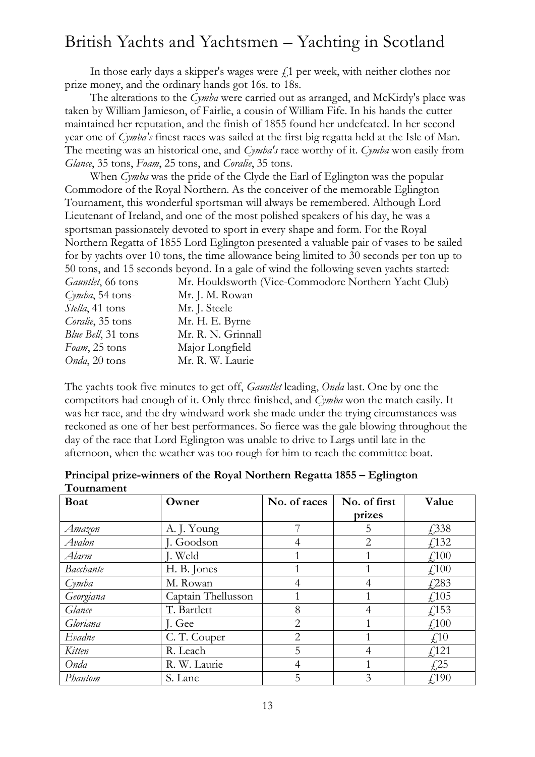In those early days a skipper's wages were £1 per week, with neither clothes nor prize money, and the ordinary hands got 16s. to 18s.

The alterations to the *Cymba* were carried out as arranged, and McKirdy's place was taken by William Jamieson, of Fairlie, a cousin of William Fife. In his hands the cutter maintained her reputation, and the finish of 1855 found her undefeated. In her second year one of *Cymba's* finest races was sailed at the first big regatta held at the Isle of Man. The meeting was an historical one, and *Cymba's* race worthy of it. *Cymba* won easily from *Glance*, 35 tons, *Foam*, 25 tons, and *Coralie*, 35 tons.

When *Cymba* was the pride of the Clyde the Earl of Eglington was the popular Commodore of the Royal Northern. As the conceiver of the memorable Eglington Tournament, this wonderful sportsman will always be remembered. Although Lord Lieutenant of Ireland, and one of the most polished speakers of his day, he was a sportsman passionately devoted to sport in every shape and form. For the Royal Northern Regatta of 1855 Lord Eglington presented a valuable pair of vases to be sailed for by yachts over 10 tons, the time allowance being limited to 30 seconds per ton up to 50 tons, and 15 seconds beyond. In a gale of wind the following seven yachts started:

*Gauntlet*, 66 tons — Mr. Houldsworth (Vice-Commodore Northern Yacht Club)
*Cymba*, 54 tons- — Mr. J. M. Rowan
*Stella*, 41 tons — Mr. J. Steele
*Coralie*, 35 tons — Mr. H. E. Byrne
*Blue Bell*, 31 tons — Mr. R. N. Grinnall
*Foam*, 25 tons — Major Longfield
*Onda*, 20 tons — Mr. R. W. Laurie

The yachts took five minutes to get off, *Gauntlet* leading, *Onda* last. One by one the competitors had enough of it. Only three finished, and *Cymba* won the match easily. It was her race, and the dry windward work she made under the trying circumstances was reckoned as one of her best performances. So fierce was the gale blowing throughout the day of the race that Lord Eglington was unable to drive to Largs until late in the afternoon, when the weather was too rough for him to reach the committee boat.

**Principal prize-winners of the Royal Northern Regatta 1855 – Eglington Tournament**

| Boat | Owner | No. of races | No. of first prizes | Value |
|---|---|---|---|---|
| *Amazon* | A. J. Young | 7 | 5 | £338 |
| *Avalon* | J. Goodson | 4 | 2 | £132 |
| *Alarm* | J. Weld | 1 | 1 | £100 |
| *Bacchante* | H. B. Jones | 1 | 1 | £100 |
| *Cymba* | M. Rowan | 4 | 4 | £283 |
| *Georgiana* | Captain Thellusson | 1 | 1 | £105 |
| *Glance* | T. Bartlett | 8 | 4 | £153 |
| *Gloriana* | J. Gee | 2 | 1 | £100 |
| *Evadne* | C. T. Couper | 2 | 1 | £10 |
| *Kitten* | R. Leach | 5 | 4 | £121 |
| *Onda* | R. W. Laurie | 4 | 1 | £25 |
| *Phantom* | S. Lane | 5 | 3 | £190 |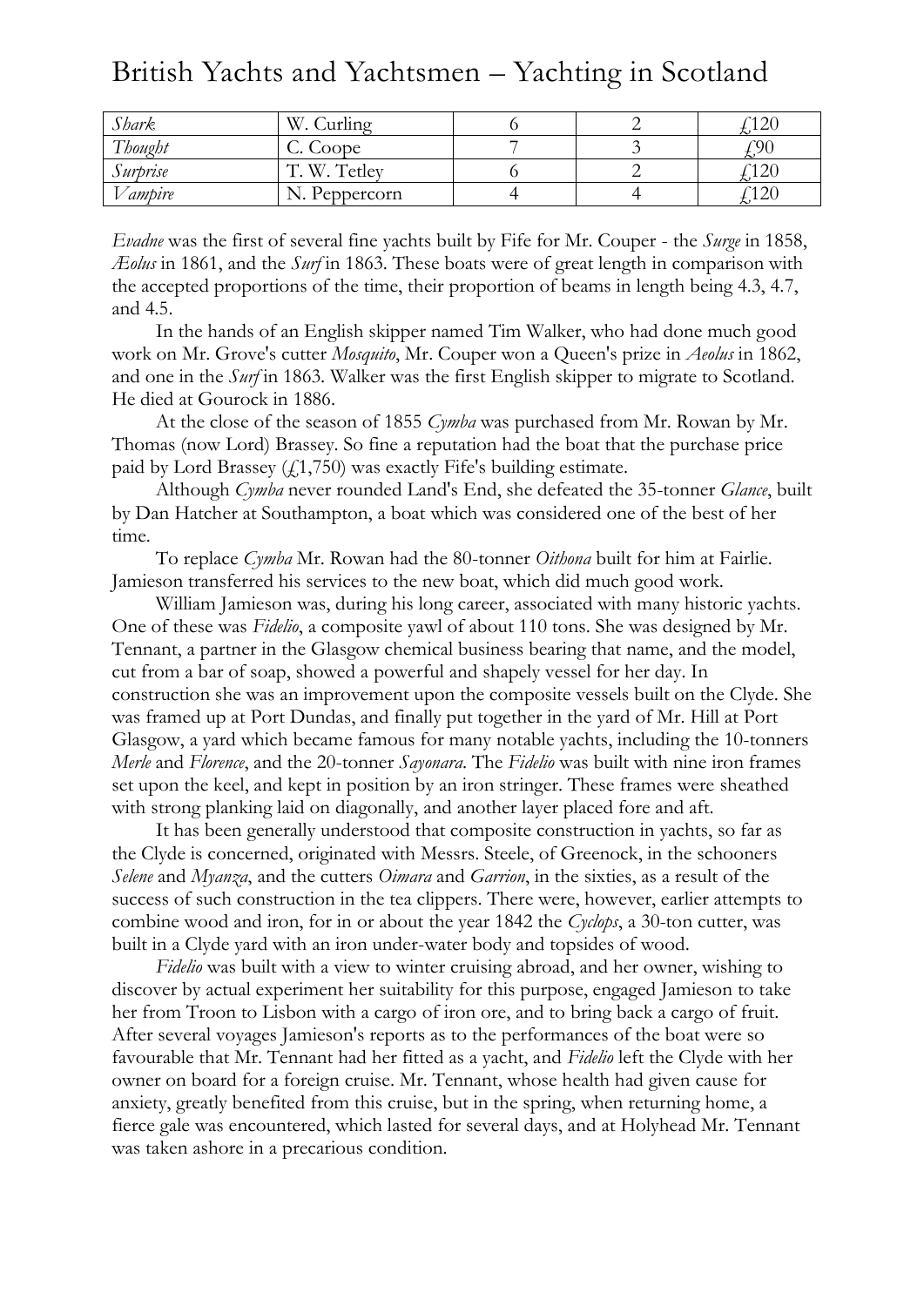| *Shark* | W. Curling | 6 | 2 | £120 |
|---|---|---|---|---|
| *Thought* | C. Coope | 7 | 3 | £90 |
| *Surprise* | T. W. Tetley | 6 | 2 | £120 |
| *Vampire* | N. Peppercorn | 4 | 4 | £120 |

*Evadne* was the first of several fine yachts built by Fife for Mr. Couper - the *Surge* in 1858, *Æolus* in 1861, and the *Surf* in 1863. These boats were of great length in comparison with the accepted proportions of the time, their proportion of beams in length being 4.3, 4.7, and 4.5.

In the hands of an English skipper named Tim Walker, who had done much good work on Mr. Grove's cutter *Mosquito*, Mr. Couper won a Queen's prize in *Aeolus* in 1862, and one in the *Surf* in 1863. Walker was the first English skipper to migrate to Scotland. He died at Gourock in 1886.

At the close of the season of 1855 *Cymba* was purchased from Mr. Rowan by Mr. Thomas (now Lord) Brassey. So fine a reputation had the boat that the purchase price paid by Lord Brassey (£1,750) was exactly Fife's building estimate.

Although *Cymba* never rounded Land's End, she defeated the 35-tonner *Glance*, built by Dan Hatcher at Southampton, a boat which was considered one of the best of her time.

To replace *Cymba* Mr. Rowan had the 80-tonner *Oithona* built for him at Fairlie. Jamieson transferred his services to the new boat, which did much good work.

William Jamieson was, during his long career, associated with many historic yachts. One of these was *Fidelio*, a composite yawl of about 110 tons. She was designed by Mr. Tennant, a partner in the Glasgow chemical business bearing that name, and the model, cut from a bar of soap, showed a powerful and shapely vessel for her day. In construction she was an improvement upon the composite vessels built on the Clyde. She was framed up at Port Dundas, and finally put together in the yard of Mr. Hill at Port Glasgow, a yard which became famous for many notable yachts, including the 10-tonners *Merle* and *Florence*, and the 20-tonner *Sayonara*. The *Fidelio* was built with nine iron frames set upon the keel, and kept in position by an iron stringer. These frames were sheathed with strong planking laid on diagonally, and another layer placed fore and aft.

It has been generally understood that composite construction in yachts, so far as the Clyde is concerned, originated with Messrs. Steele, of Greenock, in the schooners *Selene* and *Myanza*, and the cutters *Oimara* and *Garrion*, in the sixties, as a result of the success of such construction in the tea clippers. There were, however, earlier attempts to combine wood and iron, for in or about the year 1842 the *Cyclops*, a 30-ton cutter, was built in a Clyde yard with an iron under-water body and topsides of wood.

*Fidelio* was built with a view to winter cruising abroad, and her owner, wishing to discover by actual experiment her suitability for this purpose, engaged Jamieson to take her from Troon to Lisbon with a cargo of iron ore, and to bring back a cargo of fruit. After several voyages Jamieson's reports as to the performances of the boat were so favourable that Mr. Tennant had her fitted as a yacht, and *Fidelio* left the Clyde with her owner on board for a foreign cruise. Mr. Tennant, whose health had given cause for anxiety, greatly benefited from this cruise, but in the spring, when returning home, a fierce gale was encountered, which lasted for several days, and at Holyhead Mr. Tennant was taken ashore in a precarious condition.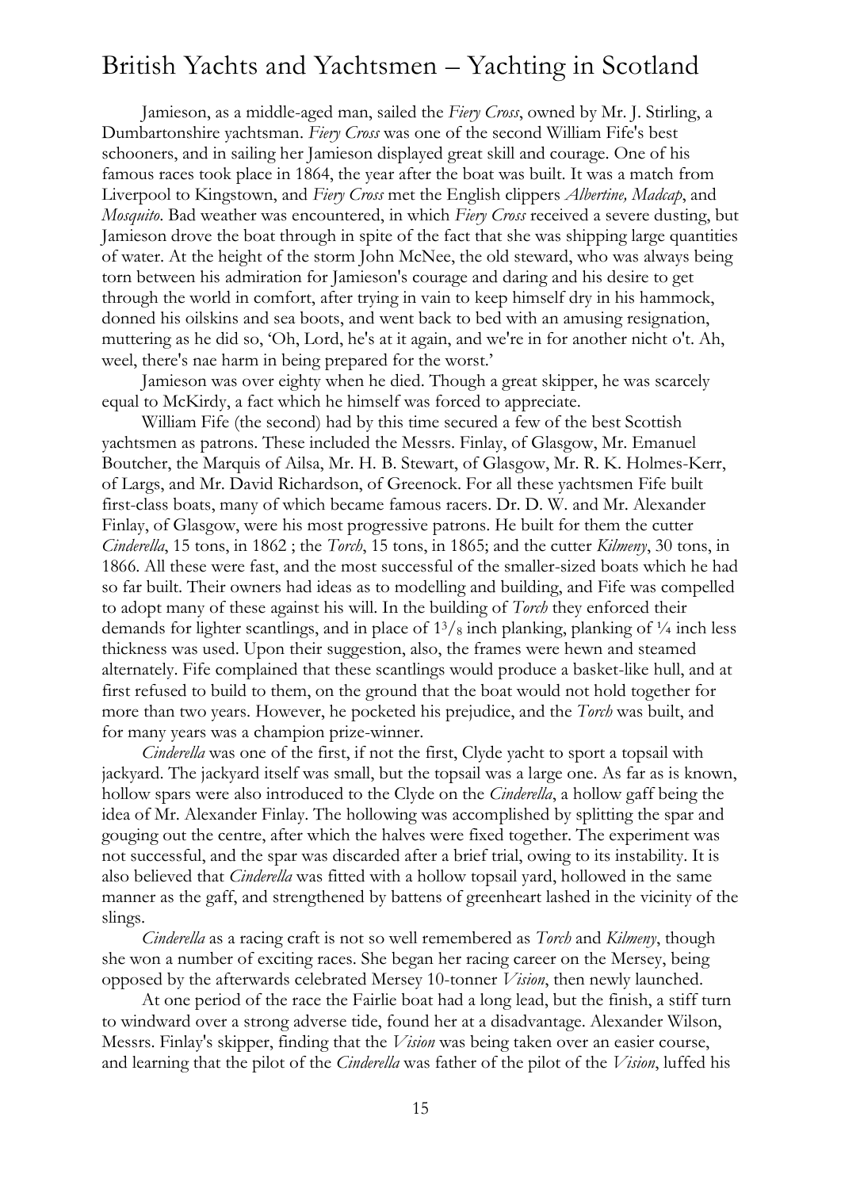Jamieson, as a middle-aged man, sailed the *Fiery Cross*, owned by Mr. J. Stirling, a Dumbartonshire yachtsman. *Fiery Cross* was one of the second William Fife's best schooners, and in sailing her Jamieson displayed great skill and courage. One of his famous races took place in 1864, the year after the boat was built. It was a match from Liverpool to Kingstown, and *Fiery Cross* met the English clippers *Albertine, Madcap*, and *Mosquito*. Bad weather was encountered, in which *Fiery Cross* received a severe dusting, but Jamieson drove the boat through in spite of the fact that she was shipping large quantities of water. At the height of the storm John McNee, the old steward, who was always being torn between his admiration for Jamieson's courage and daring and his desire to get through the world in comfort, after trying in vain to keep himself dry in his hammock, donned his oilskins and sea boots, and went back to bed with an amusing resignation, muttering as he did so, 'Oh, Lord, he's at it again, and we're in for another nicht o't. Ah, weel, there's nae harm in being prepared for the worst.'

Jamieson was over eighty when he died. Though a great skipper, he was scarcely equal to McKirdy, a fact which he himself was forced to appreciate.

William Fife (the second) had by this time secured a few of the best Scottish yachtsmen as patrons. These included the Messrs. Finlay, of Glasgow, Mr. Emanuel Boutcher, the Marquis of Ailsa, Mr. H. B. Stewart, of Glasgow, Mr. R. K. Holmes-Kerr, of Largs, and Mr. David Richardson, of Greenock. For all these yachtsmen Fife built first-class boats, many of which became famous racers. Dr. D. W. and Mr. Alexander Finlay, of Glasgow, were his most progressive patrons. He built for them the cutter *Cinderella*, 15 tons, in 1862 ; the *Torch*, 15 tons, in 1865; and the cutter *Kilmeny*, 30 tons, in 1866. All these were fast, and the most successful of the smaller-sized boats which he had so far built. Their owners had ideas as to modelling and building, and Fife was compelled to adopt many of these against his will. In the building of *Torch* they enforced their demands for lighter scantlings, and in place of 1³/₈ inch planking, planking of ¼ inch less thickness was used. Upon their suggestion, also, the frames were hewn and steamed alternately. Fife complained that these scantlings would produce a basket-like hull, and at first refused to build to them, on the ground that the boat would not hold together for more than two years. However, he pocketed his prejudice, and the *Torch* was built, and for many years was a champion prize-winner.

*Cinderella* was one of the first, if not the first, Clyde yacht to sport a topsail with jackyard. The jackyard itself was small, but the topsail was a large one. As far as is known, hollow spars were also introduced to the Clyde on the *Cinderella*, a hollow gaff being the idea of Mr. Alexander Finlay. The hollowing was accomplished by splitting the spar and gouging out the centre, after which the halves were fixed together. The experiment was not successful, and the spar was discarded after a brief trial, owing to its instability. It is also believed that *Cinderella* was fitted with a hollow topsail yard, hollowed in the same manner as the gaff, and strengthened by battens of greenheart lashed in the vicinity of the slings.

*Cinderella* as a racing craft is not so well remembered as *Torch* and *Kilmeny*, though she won a number of exciting races. She began her racing career on the Mersey, being opposed by the afterwards celebrated Mersey 10-tonner *Vision*, then newly launched.

At one period of the race the Fairlie boat had a long lead, but the finish, a stiff turn to windward over a strong adverse tide, found her at a disadvantage. Alexander Wilson, Messrs. Finlay's skipper, finding that the *Vision* was being taken over an easier course, and learning that the pilot of the *Cinderella* was father of the pilot of the *Vision*, luffed his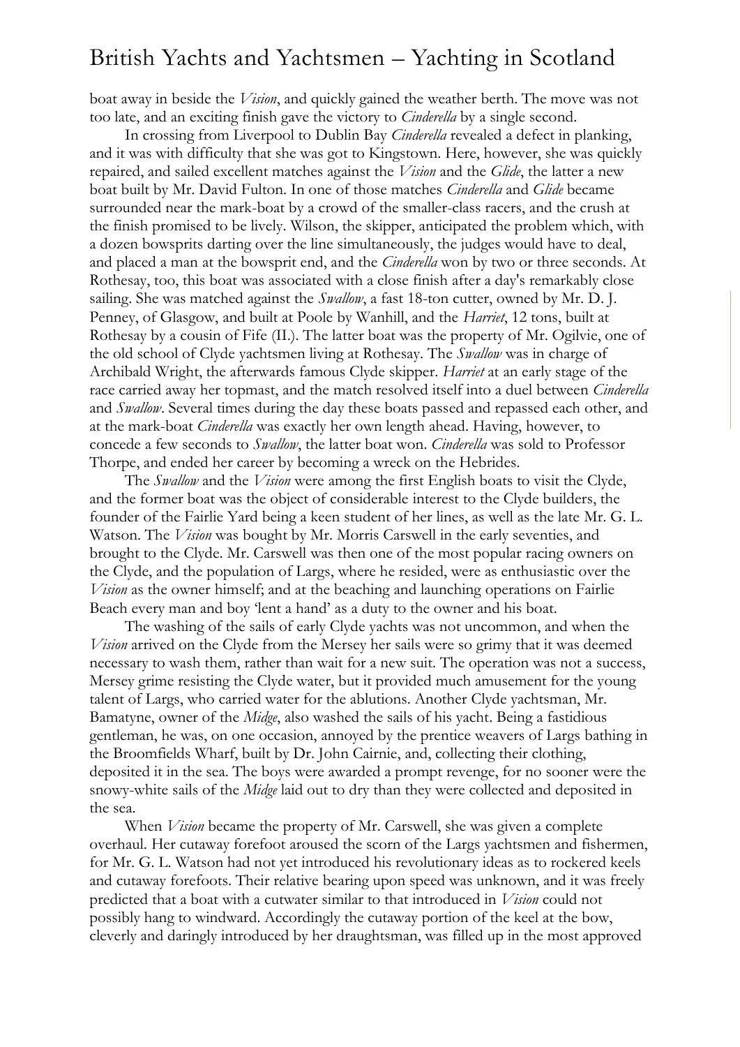boat away in beside the *Vision*, and quickly gained the weather berth. The move was not too late, and an exciting finish gave the victory to *Cinderella* by a single second.

In crossing from Liverpool to Dublin Bay *Cinderella* revealed a defect in planking, and it was with difficulty that she was got to Kingstown. Here, however, she was quickly repaired, and sailed excellent matches against the *Vision* and the *Glide*, the latter a new boat built by Mr. David Fulton. In one of those matches *Cinderella* and *Glide* became surrounded near the mark-boat by a crowd of the smaller-class racers, and the crush at the finish promised to be lively. Wilson, the skipper, anticipated the problem which, with a dozen bowsprits darting over the line simultaneously, the judges would have to deal, and placed a man at the bowsprit end, and the *Cinderella* won by two or three seconds. At Rothesay, too, this boat was associated with a close finish after a day's remarkably close sailing. She was matched against the *Swallow*, a fast 18-ton cutter, owned by Mr. D. J. Penney, of Glasgow, and built at Poole by Wanhill, and the *Harriet*, 12 tons, built at Rothesay by a cousin of Fife (II.). The latter boat was the property of Mr. Ogilvie, one of the old school of Clyde yachtsmen living at Rothesay. The *Swallow* was in charge of Archibald Wright, the afterwards famous Clyde skipper. *Harriet* at an early stage of the race carried away her topmast, and the match resolved itself into a duel between *Cinderella* and *Swallow*. Several times during the day these boats passed and repassed each other, and at the mark-boat *Cinderella* was exactly her own length ahead. Having, however, to concede a few seconds to *Swallow*, the latter boat won. *Cinderella* was sold to Professor Thorpe, and ended her career by becoming a wreck on the Hebrides.

The *Swallow* and the *Vision* were among the first English boats to visit the Clyde, and the former boat was the object of considerable interest to the Clyde builders, the founder of the Fairlie Yard being a keen student of her lines, as well as the late Mr. G. L. Watson. The *Vision* was bought by Mr. Morris Carswell in the early seventies, and brought to the Clyde. Mr. Carswell was then one of the most popular racing owners on the Clyde, and the population of Largs, where he resided, were as enthusiastic over the *Vision* as the owner himself; and at the beaching and launching operations on Fairlie Beach every man and boy 'lent a hand' as a duty to the owner and his boat.

The washing of the sails of early Clyde yachts was not uncommon, and when the *Vision* arrived on the Clyde from the Mersey her sails were so grimy that it was deemed necessary to wash them, rather than wait for a new suit. The operation was not a success, Mersey grime resisting the Clyde water, but it provided much amusement for the young talent of Largs, who carried water for the ablutions. Another Clyde yachtsman, Mr. Bamatyne, owner of the *Midge*, also washed the sails of his yacht. Being a fastidious gentleman, he was, on one occasion, annoyed by the prentice weavers of Largs bathing in the Broomfields Wharf, built by Dr. John Cairnie, and, collecting their clothing, deposited it in the sea. The boys were awarded a prompt revenge, for no sooner were the snowy-white sails of the *Midge* laid out to dry than they were collected and deposited in the sea.

When *Vision* became the property of Mr. Carswell, she was given a complete overhaul. Her cutaway forefoot aroused the scorn of the Largs yachtsmen and fishermen, for Mr. G. L. Watson had not yet introduced his revolutionary ideas as to rockered keels and cutaway forefoots. Their relative bearing upon speed was unknown, and it was freely predicted that a boat with a cutwater similar to that introduced in *Vision* could not possibly hang to windward. Accordingly the cutaway portion of the keel at the bow, cleverly and daringly introduced by her draughtsman, was filled up in the most approved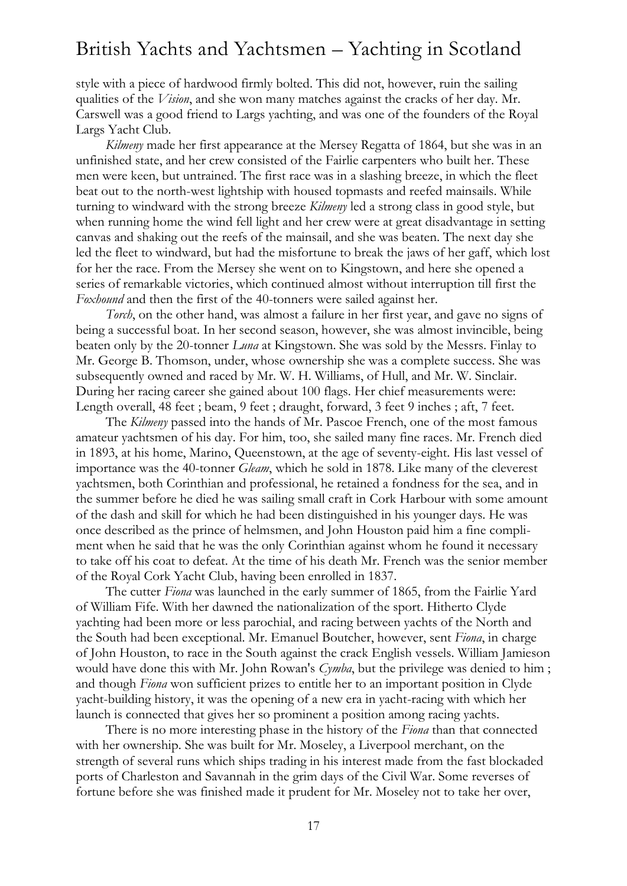style with a piece of hardwood firmly bolted. This did not, however, ruin the sailing qualities of the *Vision*, and she won many matches against the cracks of her day. Mr. Carswell was a good friend to Largs yachting, and was one of the founders of the Royal Largs Yacht Club.

*Kilmeny* made her first appearance at the Mersey Regatta of 1864, but she was in an unfinished state, and her crew consisted of the Fairlie carpenters who built her. These men were keen, but untrained. The first race was in a slashing breeze, in which the fleet beat out to the north-west lightship with housed topmasts and reefed mainsails. While turning to windward with the strong breeze *Kilmeny* led a strong class in good style, but when running home the wind fell light and her crew were at great disadvantage in setting canvas and shaking out the reefs of the mainsail, and she was beaten. The next day she led the fleet to windward, but had the misfortune to break the jaws of her gaff, which lost for her the race. From the Mersey she went on to Kingstown, and here she opened a series of remarkable victories, which continued almost without interruption till first the *Foxhound* and then the first of the 40-tonners were sailed against her.

*Torch*, on the other hand, was almost a failure in her first year, and gave no signs of being a successful boat. In her second season, however, she was almost invincible, being beaten only by the 20-tonner *Luna* at Kingstown. She was sold by the Messrs. Finlay to Mr. George B. Thomson, under, whose ownership she was a complete success. She was subsequently owned and raced by Mr. W. H. Williams, of Hull, and Mr. W. Sinclair. During her racing career she gained about 100 flags. Her chief measurements were: Length overall, 48 feet ; beam, 9 feet ; draught, forward, 3 feet 9 inches ; aft, 7 feet.

The *Kilmeny* passed into the hands of Mr. Pascoe French, one of the most famous amateur yachtsmen of his day. For him, too, she sailed many fine races. Mr. French died in 1893, at his home, Marino, Queenstown, at the age of seventy-eight. His last vessel of importance was the 40-tonner *Gleam*, which he sold in 1878. Like many of the cleverest yachtsmen, both Corinthian and professional, he retained a fondness for the sea, and in the summer before he died he was sailing small craft in Cork Harbour with some amount of the dash and skill for which he had been distinguished in his younger days. He was once described as the prince of helmsmen, and John Houston paid him a fine compliment when he said that he was the only Corinthian against whom he found it necessary to take off his coat to defeat. At the time of his death Mr. French was the senior member of the Royal Cork Yacht Club, having been enrolled in 1837.

The cutter *Fiona* was launched in the early summer of 1865, from the Fairlie Yard of William Fife. With her dawned the nationalization of the sport. Hitherto Clyde yachting had been more or less parochial, and racing between yachts of the North and the South had been exceptional. Mr. Emanuel Boutcher, however, sent *Fiona*, in charge of John Houston, to race in the South against the crack English vessels. William Jamieson would have done this with Mr. John Rowan's *Cymba*, but the privilege was denied to him ; and though *Fiona* won sufficient prizes to entitle her to an important position in Clyde yacht-building history, it was the opening of a new era in yacht-racing with which her launch is connected that gives her so prominent a position among racing yachts.

There is no more interesting phase in the history of the *Fiona* than that connected with her ownership. She was built for Mr. Moseley, a Liverpool merchant, on the strength of several runs which ships trading in his interest made from the fast blockaded ports of Charleston and Savannah in the grim days of the Civil War. Some reverses of fortune before she was finished made it prudent for Mr. Moseley not to take her over,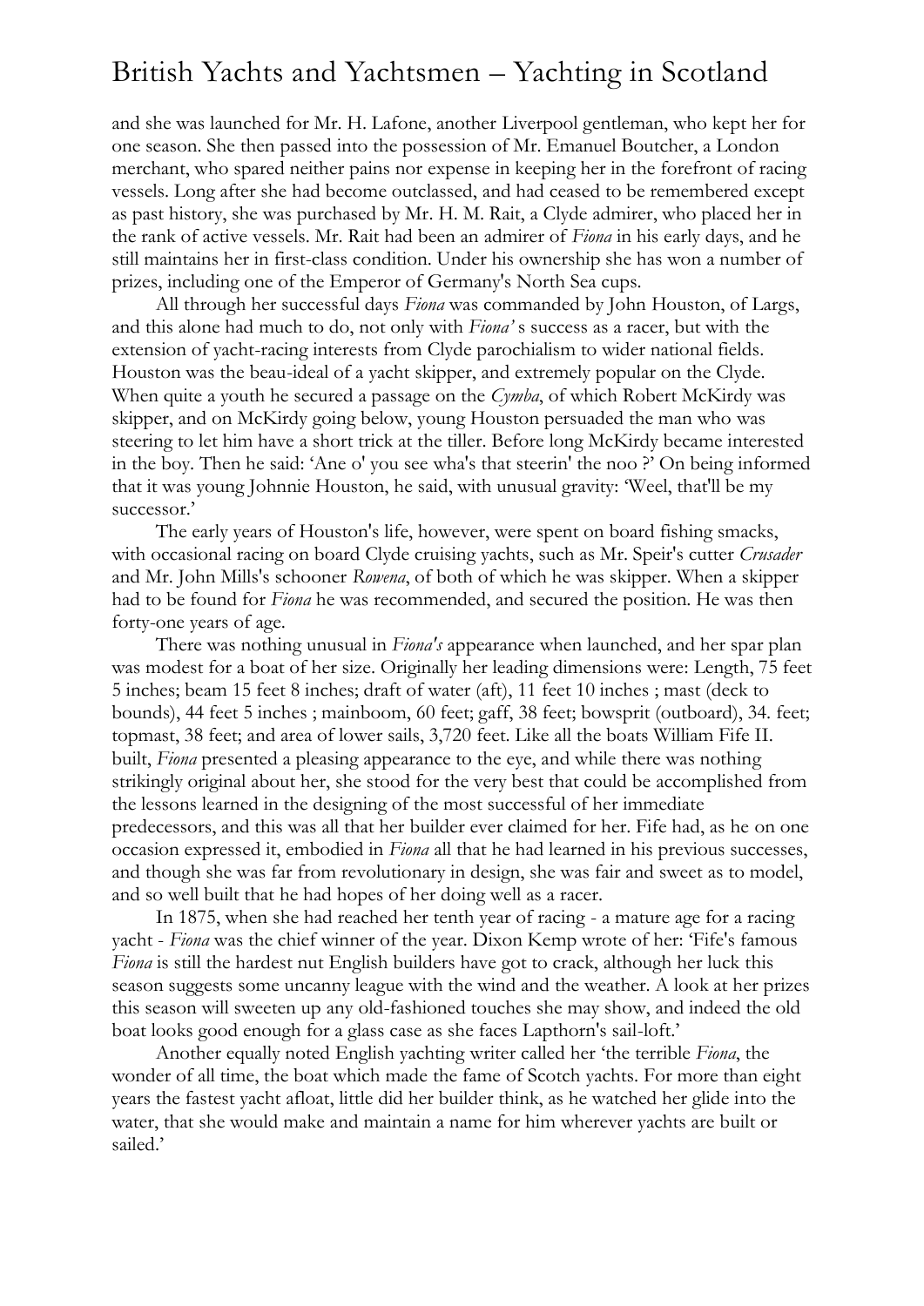and she was launched for Mr. H. Lafone, another Liverpool gentleman, who kept her for one season. She then passed into the possession of Mr. Emanuel Boutcher, a London merchant, who spared neither pains nor expense in keeping her in the forefront of racing vessels. Long after she had become outclassed, and had ceased to be remembered except as past history, she was purchased by Mr. H. M. Rait, a Clyde admirer, who placed her in the rank of active vessels. Mr. Rait had been an admirer of *Fiona* in his early days, and he still maintains her in first-class condition. Under his ownership she has won a number of prizes, including one of the Emperor of Germany's North Sea cups.

All through her successful days *Fiona* was commanded by John Houston, of Largs, and this alone had much to do, not only with *Fiona'* s success as a racer, but with the extension of yacht-racing interests from Clyde parochialism to wider national fields. Houston was the beau-ideal of a yacht skipper, and extremely popular on the Clyde. When quite a youth he secured a passage on the *Cymba*, of which Robert McKirdy was skipper, and on McKirdy going below, young Houston persuaded the man who was steering to let him have a short trick at the tiller. Before long McKirdy became interested in the boy. Then he said: 'Ane o' you see wha's that steerin' the noo ?' On being informed that it was young Johnnie Houston, he said, with unusual gravity: 'Weel, that'll be my successor.'

The early years of Houston's life, however, were spent on board fishing smacks, with occasional racing on board Clyde cruising yachts, such as Mr. Speir's cutter *Crusader* and Mr. John Mills's schooner *Rowena*, of both of which he was skipper. When a skipper had to be found for *Fiona* he was recommended, and secured the position. He was then forty-one years of age.

There was nothing unusual in *Fiona's* appearance when launched, and her spar plan was modest for a boat of her size. Originally her leading dimensions were: Length, 75 feet 5 inches; beam 15 feet 8 inches; draft of water (aft), 11 feet 10 inches ; mast (deck to bounds), 44 feet 5 inches ; mainboom, 60 feet; gaff, 38 feet; bowsprit (outboard), 34. feet; topmast, 38 feet; and area of lower sails, 3,720 feet. Like all the boats William Fife II. built, *Fiona* presented a pleasing appearance to the eye, and while there was nothing strikingly original about her, she stood for the very best that could be accomplished from the lessons learned in the designing of the most successful of her immediate predecessors, and this was all that her builder ever claimed for her. Fife had, as he on one occasion expressed it, embodied in *Fiona* all that he had learned in his previous successes, and though she was far from revolutionary in design, she was fair and sweet as to model, and so well built that he had hopes of her doing well as a racer.

In 1875, when she had reached her tenth year of racing - a mature age for a racing yacht - *Fiona* was the chief winner of the year. Dixon Kemp wrote of her: 'Fife's famous *Fiona* is still the hardest nut English builders have got to crack, although her luck this season suggests some uncanny league with the wind and the weather. A look at her prizes this season will sweeten up any old-fashioned touches she may show, and indeed the old boat looks good enough for a glass case as she faces Lapthorn's sail-loft.'

Another equally noted English yachting writer called her 'the terrible *Fiona*, the wonder of all time, the boat which made the fame of Scotch yachts. For more than eight years the fastest yacht afloat, little did her builder think, as he watched her glide into the water, that she would make and maintain a name for him wherever yachts are built or sailed.'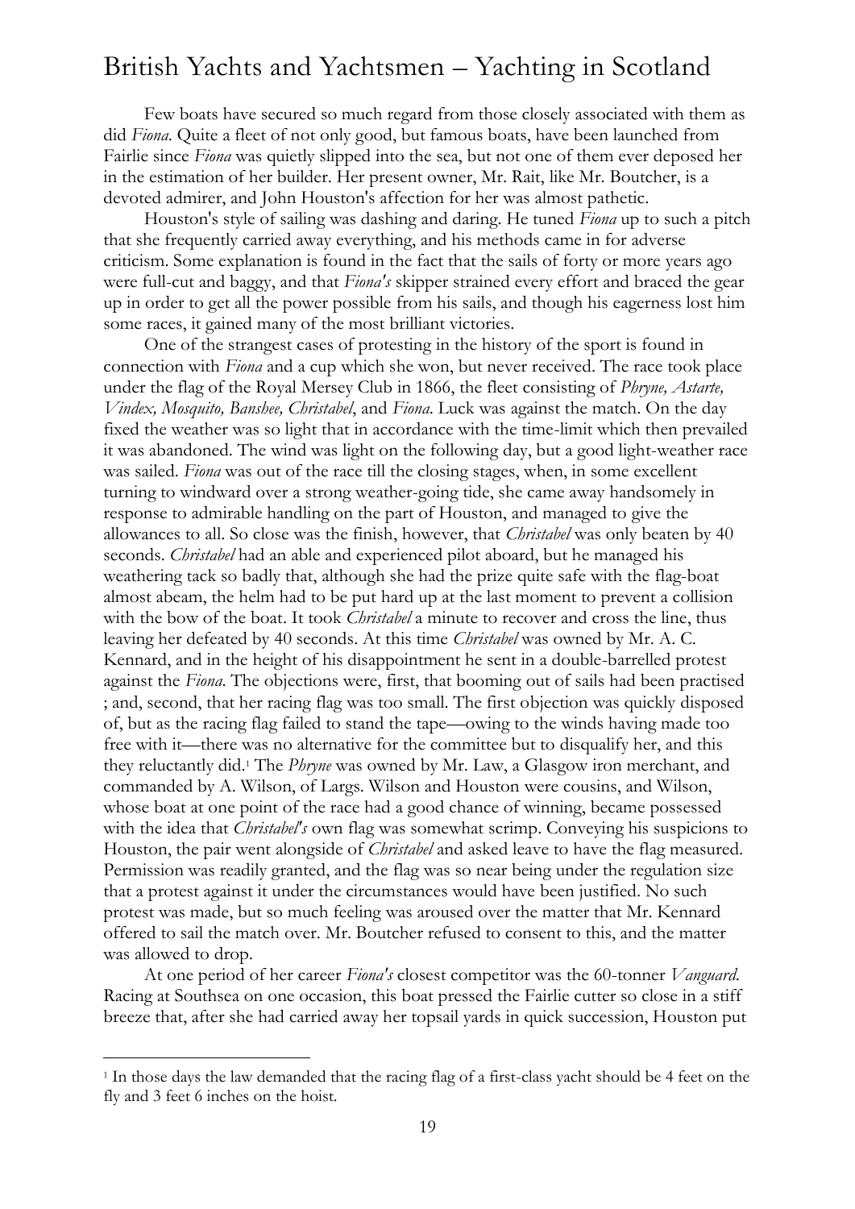Few boats have secured so much regard from those closely associated with them as did *Fiona*. Quite a fleet of not only good, but famous boats, have been launched from Fairlie since *Fiona* was quietly slipped into the sea, but not one of them ever deposed her in the estimation of her builder. Her present owner, Mr. Rait, like Mr. Boutcher, is a devoted admirer, and John Houston's affection for her was almost pathetic.

Houston's style of sailing was dashing and daring. He tuned *Fiona* up to such a pitch that she frequently carried away everything, and his methods came in for adverse criticism. Some explanation is found in the fact that the sails of forty or more years ago were full-cut and baggy, and that *Fiona's* skipper strained every effort and braced the gear up in order to get all the power possible from his sails, and though his eagerness lost him some races, it gained many of the most brilliant victories.

One of the strangest cases of protesting in the history of the sport is found in connection with *Fiona* and a cup which she won, but never received. The race took place under the flag of the Royal Mersey Club in 1866, the fleet consisting of *Phryne, Astarte, Vindex, Mosquito, Banshee, Christabel*, and *Fiona*. Luck was against the match. On the day fixed the weather was so light that in accordance with the time-limit which then prevailed it was abandoned. The wind was light on the following day, but a good light-weather race was sailed. *Fiona* was out of the race till the closing stages, when, in some excellent turning to windward over a strong weather-going tide, she came away handsomely in response to admirable handling on the part of Houston, and managed to give the allowances to all. So close was the finish, however, that *Christabel* was only beaten by 40 seconds. *Christabel* had an able and experienced pilot aboard, but he managed his weathering tack so badly that, although she had the prize quite safe with the flag-boat almost abeam, the helm had to be put hard up at the last moment to prevent a collision with the bow of the boat. It took *Christabel* a minute to recover and cross the line, thus leaving her defeated by 40 seconds. At this time *Christabel* was owned by Mr. A. C. Kennard, and in the height of his disappointment he sent in a double-barrelled protest against the *Fiona*. The objections were, first, that booming out of sails had been practised ; and, second, that her racing flag was too small. The first objection was quickly disposed of, but as the racing flag failed to stand the tape—owing to the winds having made too free with it—there was no alternative for the committee but to disqualify her, and this they reluctantly did.[1] The *Phryne* was owned by Mr. Law, a Glasgow iron merchant, and commanded by A. Wilson, of Largs. Wilson and Houston were cousins, and Wilson, whose boat at one point of the race had a good chance of winning, became possessed with the idea that *Christabel's* own flag was somewhat scrimp. Conveying his suspicions to Houston, the pair went alongside of *Christabel* and asked leave to have the flag measured. Permission was readily granted, and the flag was so near being under the regulation size that a protest against it under the circumstances would have been justified. No such protest was made, but so much feeling was aroused over the matter that Mr. Kennard offered to sail the match over. Mr. Boutcher refused to consent to this, and the matter was allowed to drop.

At one period of her career *Fiona's* closest competitor was the 60-tonner *Vanguard*. Racing at Southsea on one occasion, this boat pressed the Fairlie cutter so close in a stiff breeze that, after she had carried away her topsail yards in quick succession, Houston put

[1] In those days the law demanded that the racing flag of a first-class yacht should be 4 feet on the fly and 3 feet 6 inches on the hoist.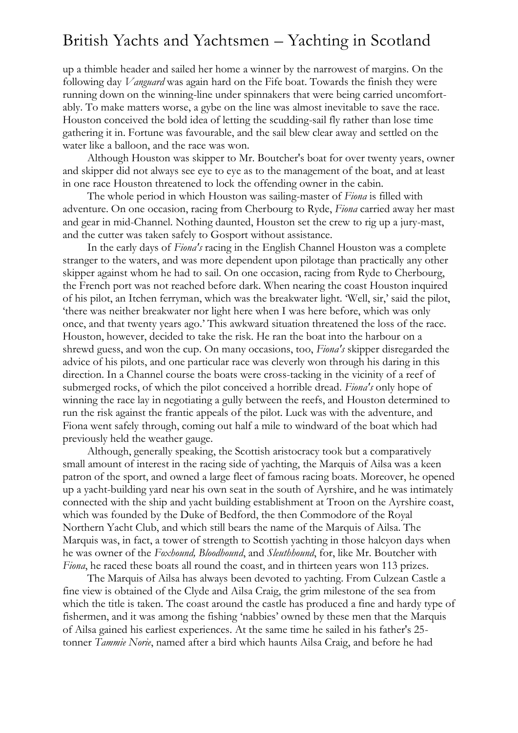up a thimble header and sailed her home a winner by the narrowest of margins. On the following day *Vanguard* was again hard on the Fife boat. Towards the finish they were running down on the winning-line under spinnakers that were being carried uncomfortably. To make matters worse, a gybe on the line was almost inevitable to save the race. Houston conceived the bold idea of letting the scudding-sail fly rather than lose time gathering it in. Fortune was favourable, and the sail blew clear away and settled on the water like a balloon, and the race was won.

Although Houston was skipper to Mr. Boutcher's boat for over twenty years, owner and skipper did not always see eye to eye as to the management of the boat, and at least in one race Houston threatened to lock the offending owner in the cabin.

The whole period in which Houston was sailing-master of *Fiona* is filled with adventure. On one occasion, racing from Cherbourg to Ryde, *Fiona* carried away her mast and gear in mid-Channel. Nothing daunted, Houston set the crew to rig up a jury-mast, and the cutter was taken safely to Gosport without assistance.

In the early days of *Fiona's* racing in the English Channel Houston was a complete stranger to the waters, and was more dependent upon pilotage than practically any other skipper against whom he had to sail. On one occasion, racing from Ryde to Cherbourg, the French port was not reached before dark. When nearing the coast Houston inquired of his pilot, an Itchen ferryman, which was the breakwater light. 'Well, sir,' said the pilot, 'there was neither breakwater nor light here when I was here before, which was only once, and that twenty years ago.' This awkward situation threatened the loss of the race. Houston, however, decided to take the risk. He ran the boat into the harbour on a shrewd guess, and won the cup. On many occasions, too, *Fiona's* skipper disregarded the advice of his pilots, and one particular race was cleverly won through his daring in this direction. In a Channel course the boats were cross-tacking in the vicinity of a reef of submerged rocks, of which the pilot conceived a horrible dread. *Fiona's* only hope of winning the race lay in negotiating a gully between the reefs, and Houston determined to run the risk against the frantic appeals of the pilot. Luck was with the adventure, and Fiona went safely through, coming out half a mile to windward of the boat which had previously held the weather gauge.

Although, generally speaking, the Scottish aristocracy took but a comparatively small amount of interest in the racing side of yachting, the Marquis of Ailsa was a keen patron of the sport, and owned a large fleet of famous racing boats. Moreover, he opened up a yacht-building yard near his own seat in the south of Ayrshire, and he was intimately connected with the ship and yacht building establishment at Troon on the Ayrshire coast, which was founded by the Duke of Bedford, the then Commodore of the Royal Northern Yacht Club, and which still bears the name of the Marquis of Ailsa. The Marquis was, in fact, a tower of strength to Scottish yachting in those halcyon days when he was owner of the *Foxhound, Bloodhound*, and *Sleuthhound*, for, like Mr. Boutcher with *Fiona*, he raced these boats all round the coast, and in thirteen years won 113 prizes.

The Marquis of Ailsa has always been devoted to yachting. From Culzean Castle a fine view is obtained of the Clyde and Ailsa Craig, the grim milestone of the sea from which the title is taken. The coast around the castle has produced a fine and hardy type of fishermen, and it was among the fishing 'nabbies' owned by these men that the Marquis of Ailsa gained his earliest experiences. At the same time he sailed in his father's 25-tonner *Tammie Norie*, named after a bird which haunts Ailsa Craig, and before he had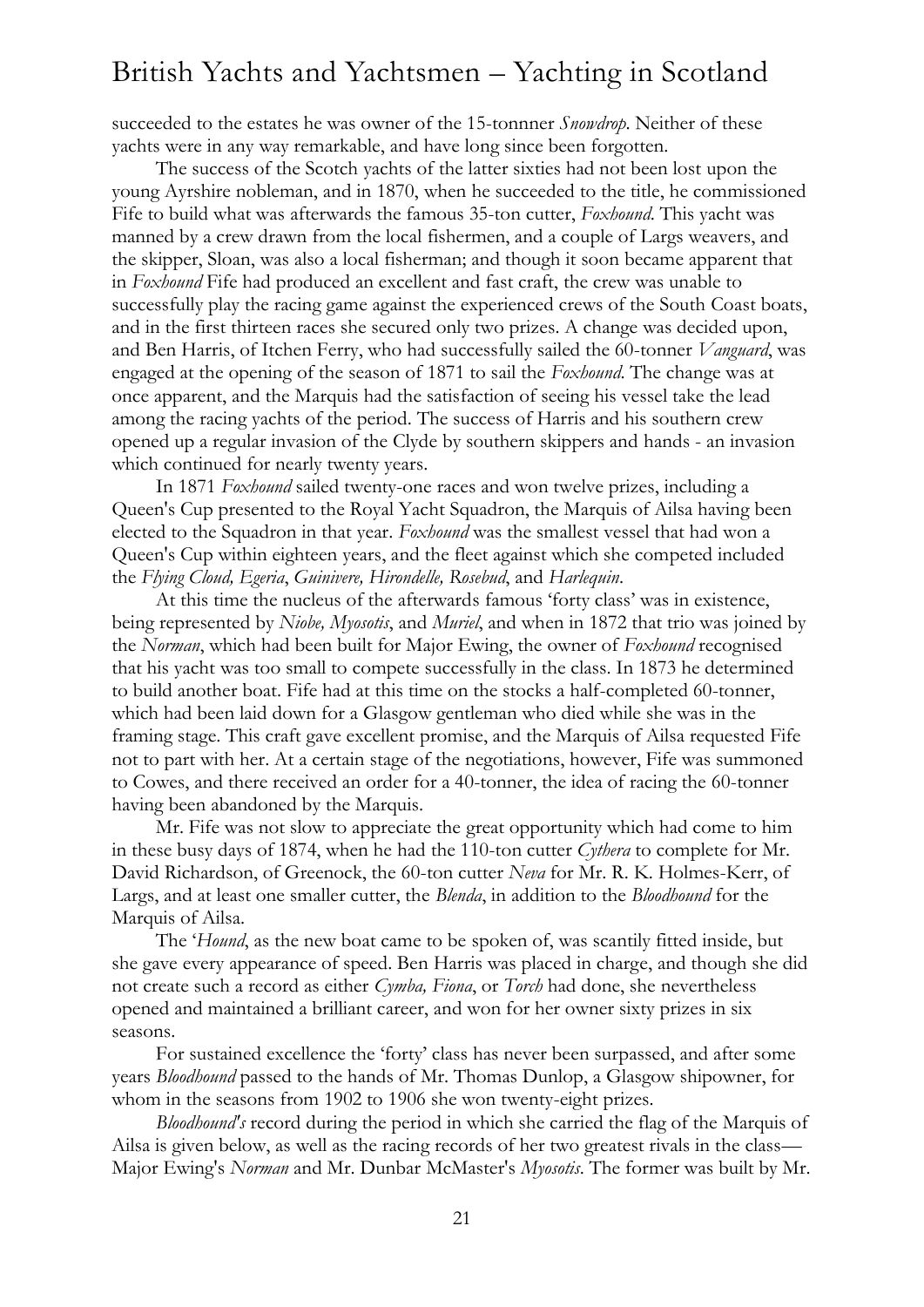succeeded to the estates he was owner of the 15-tonnner *Snowdrop*. Neither of these yachts were in any way remarkable, and have long since been forgotten.

The success of the Scotch yachts of the latter sixties had not been lost upon the young Ayrshire nobleman, and in 1870, when he succeeded to the title, he commissioned Fife to build what was afterwards the famous 35-ton cutter, *Foxhound*. This yacht was manned by a crew drawn from the local fishermen, and a couple of Largs weavers, and the skipper, Sloan, was also a local fisherman; and though it soon became apparent that in *Foxhound* Fife had produced an excellent and fast craft, the crew was unable to successfully play the racing game against the experienced crews of the South Coast boats, and in the first thirteen races she secured only two prizes. A change was decided upon, and Ben Harris, of Itchen Ferry, who had successfully sailed the 60-tonner *Vanguard*, was engaged at the opening of the season of 1871 to sail the *Foxhound*. The change was at once apparent, and the Marquis had the satisfaction of seeing his vessel take the lead among the racing yachts of the period. The success of Harris and his southern crew opened up a regular invasion of the Clyde by southern skippers and hands - an invasion which continued for nearly twenty years.

In 1871 *Foxhound* sailed twenty-one races and won twelve prizes, including a Queen's Cup presented to the Royal Yacht Squadron, the Marquis of Ailsa having been elected to the Squadron in that year. *Foxhound* was the smallest vessel that had won a Queen's Cup within eighteen years, and the fleet against which she competed included the *Flying Cloud, Egeria*, *Guinivere, Hirondelle, Rosebud*, and *Harlequin*.

At this time the nucleus of the afterwards famous 'forty class' was in existence, being represented by *Niobe, Myosotis*, and *Muriel*, and when in 1872 that trio was joined by the *Norman*, which had been built for Major Ewing, the owner of *Foxhound* recognised that his yacht was too small to compete successfully in the class. In 1873 he determined to build another boat. Fife had at this time on the stocks a half-completed 60-tonner, which had been laid down for a Glasgow gentleman who died while she was in the framing stage. This craft gave excellent promise, and the Marquis of Ailsa requested Fife not to part with her. At a certain stage of the negotiations, however, Fife was summoned to Cowes, and there received an order for a 40-tonner, the idea of racing the 60-tonner having been abandoned by the Marquis.

Mr. Fife was not slow to appreciate the great opportunity which had come to him in these busy days of 1874, when he had the 110-ton cutter *Cythera* to complete for Mr. David Richardson, of Greenock, the 60-ton cutter *Neva* for Mr. R. K. Holmes-Kerr, of Largs, and at least one smaller cutter, the *Blenda*, in addition to the *Bloodhound* for the Marquis of Ailsa.

The '*Hound*, as the new boat came to be spoken of, was scantily fitted inside, but she gave every appearance of speed. Ben Harris was placed in charge, and though she did not create such a record as either *Cymba, Fiona*, or *Torch* had done, she nevertheless opened and maintained a brilliant career, and won for her owner sixty prizes in six seasons.

For sustained excellence the 'forty' class has never been surpassed, and after some years *Bloodhound* passed to the hands of Mr. Thomas Dunlop, a Glasgow shipowner, for whom in the seasons from 1902 to 1906 she won twenty-eight prizes.

*Bloodhound's* record during the period in which she carried the flag of the Marquis of Ailsa is given below, as well as the racing records of her two greatest rivals in the class—Major Ewing's *Norman* and Mr. Dunbar McMaster's *Myosotis*. The former was built by Mr.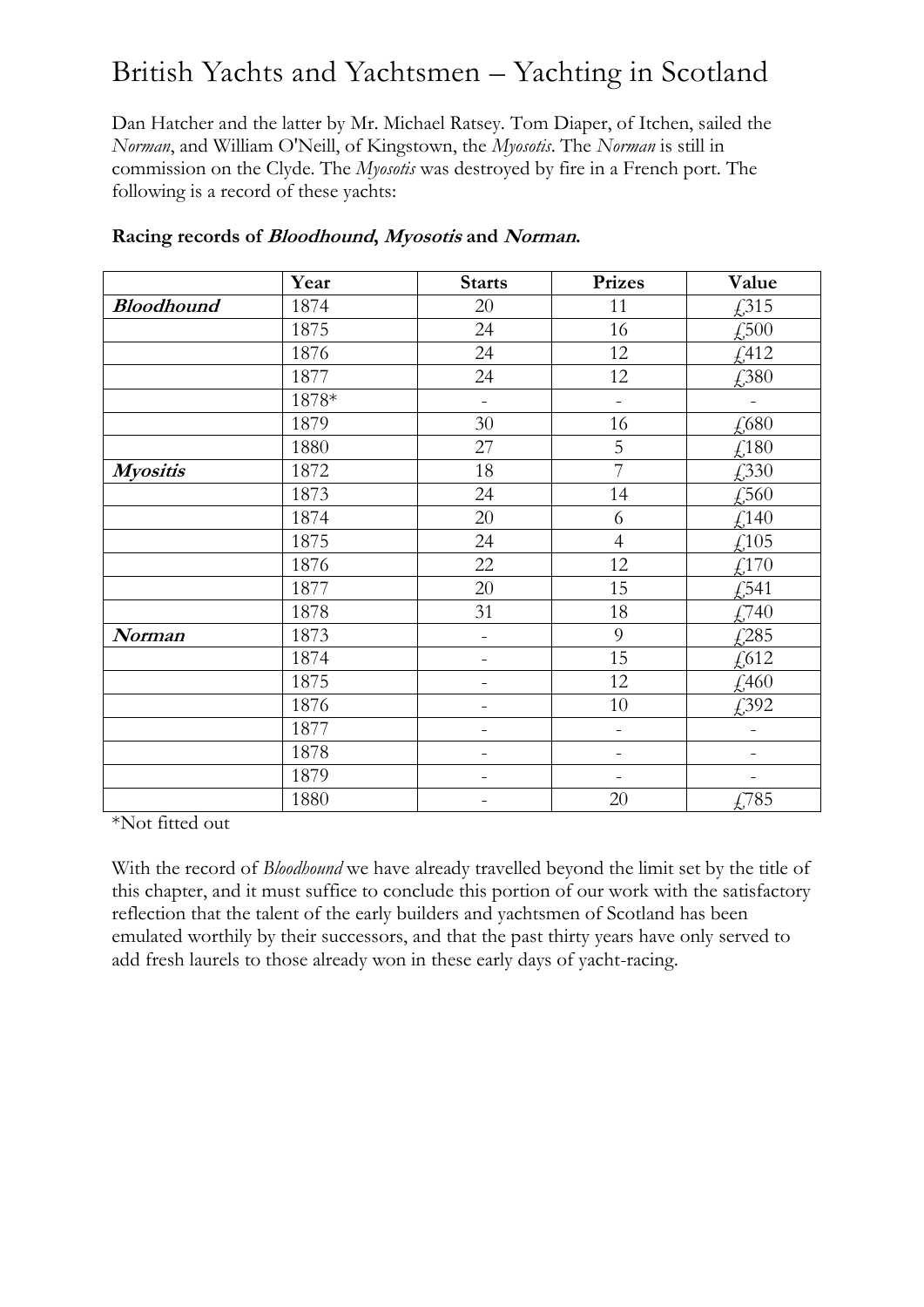Dan Hatcher and the latter by Mr. Michael Ratsey. Tom Diaper, of Itchen, sailed the *Norman*, and William O'Neill, of Kingstown, the *Myosotis*. The *Norman* is still in commission on the Clyde. The *Myosotis* was destroyed by fire in a French port. The following is a record of these yachts:

**Racing records of *Bloodhound*, *Myosotis* and *Norman*.**

| | Year | Starts | Prizes | Value |
|---|---|---|---|---|
| ***Bloodhound*** | 1874 | 20 | 11 | £315 |
| | 1875 | 24 | 16 | £500 |
| | 1876 | 24 | 12 | £412 |
| | 1877 | 24 | 12 | £380 |
| | 1878* | - | - | - |
| | 1879 | 30 | 16 | £680 |
| | 1880 | 27 | 5 | £180 |
| ***Myositis*** | 1872 | 18 | 7 | £330 |
| | 1873 | 24 | 14 | £560 |
| | 1874 | 20 | 6 | £140 |
| | 1875 | 24 | 4 | £105 |
| | 1876 | 22 | 12 | £170 |
| | 1877 | 20 | 15 | £541 |
| | 1878 | 31 | 18 | £740 |
| ***Norman*** | 1873 | - | 9 | £285 |
| | 1874 | - | 15 | £612 |
| | 1875 | - | 12 | £460 |
| | 1876 | - | 10 | £392 |
| | 1877 | - | - | - |
| | 1878 | - | - | - |
| | 1879 | - | - | - |
| | 1880 | - | 20 | £785 |

*Not fitted out

With the record of *Bloodhound* we have already travelled beyond the limit set by the title of this chapter, and it must suffice to conclude this portion of our work with the satisfactory reflection that the talent of the early builders and yachtsmen of Scotland has been emulated worthily by their successors, and that the past thirty years have only served to add fresh laurels to those already won in these early days of yacht-racing.